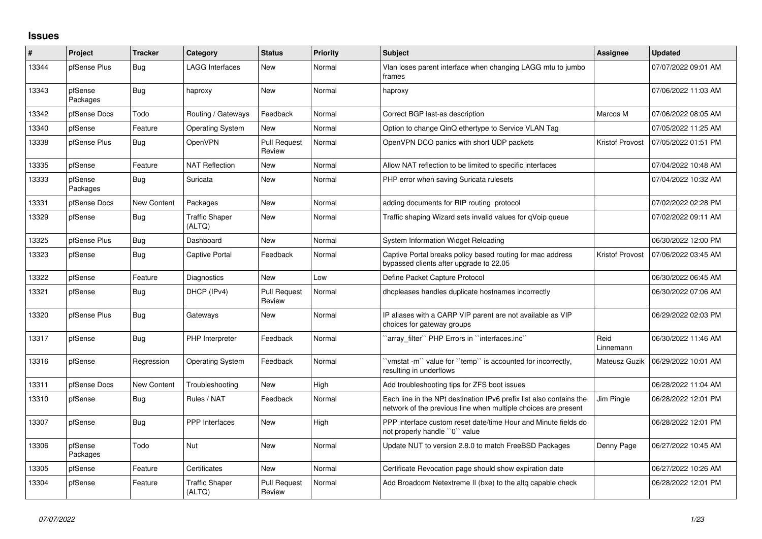## Issues

| # | Project | Tracker | Category | Status | Priority | Subject | Assignee | Updated |
|---|---|---|---|---|---|---|---|---|
| 13344 | pfSense Plus | Bug | LAGG Interfaces | New | Normal | Vlan loses parent interface when changing LAGG mtu to jumbo frames | | 07/07/2022 09:01 AM |
| 13343 | pfSense Packages | Bug | haproxy | New | Normal | haproxy | | 07/06/2022 11:03 AM |
| 13342 | pfSense Docs | Todo | Routing / Gateways | Feedback | Normal | Correct BGP last-as description | Marcos M | 07/06/2022 08:05 AM |
| 13340 | pfSense | Feature | Operating System | New | Normal | Option to change QinQ ethertype to Service VLAN Tag | | 07/05/2022 11:25 AM |
| 13338 | pfSense Plus | Bug | OpenVPN | Pull Request Review | Normal | OpenVPN DCO panics with short UDP packets | Kristof Provost | 07/05/2022 01:51 PM |
| 13335 | pfSense | Feature | NAT Reflection | New | Normal | Allow NAT reflection to be limited to specific interfaces | | 07/04/2022 10:48 AM |
| 13333 | pfSense Packages | Bug | Suricata | New | Normal | PHP error when saving Suricata rulesets | | 07/04/2022 10:32 AM |
| 13331 | pfSense Docs | New Content | Packages | New | Normal | adding documents for RIP routing protocol | | 07/02/2022 02:28 PM |
| 13329 | pfSense | Bug | Traffic Shaper (ALTQ) | New | Normal | Traffic shaping Wizard sets invalid values for qVoip queue | | 07/02/2022 09:11 AM |
| 13325 | pfSense Plus | Bug | Dashboard | New | Normal | System Information Widget Reloading | | 06/30/2022 12:00 PM |
| 13323 | pfSense | Bug | Captive Portal | Feedback | Normal | Captive Portal breaks policy based routing for mac address bypassed clients after upgrade to 22.05 | Kristof Provost | 07/06/2022 03:45 AM |
| 13322 | pfSense | Feature | Diagnostics | New | Low | Define Packet Capture Protocol | | 06/30/2022 06:45 AM |
| 13321 | pfSense | Bug | DHCP (IPv4) | Pull Request Review | Normal | dhcpleases handles duplicate hostnames incorrectly | | 06/30/2022 07:06 AM |
| 13320 | pfSense Plus | Bug | Gateways | New | Normal | IP aliases with a CARP VIP parent are not available as VIP choices for gateway groups | | 06/29/2022 02:03 PM |
| 13317 | pfSense | Bug | PHP Interpreter | Feedback | Normal | ``array_filter`` PHP Errors in ``interfaces.inc`` | Reid Linnemann | 06/30/2022 11:46 AM |
| 13316 | pfSense | Regression | Operating System | Feedback | Normal | ``vmstat -m`` value for ``temp`` is accounted for incorrectly, resulting in underflows | Mateusz Guzik | 06/29/2022 10:01 AM |
| 13311 | pfSense Docs | New Content | Troubleshooting | New | High | Add troubleshooting tips for ZFS boot issues | | 06/28/2022 11:04 AM |
| 13310 | pfSense | Bug | Rules / NAT | Feedback | Normal | Each line in the NPt destination IPv6 prefix list also contains the network of the previous line when multiple choices are present | Jim Pingle | 06/28/2022 12:01 PM |
| 13307 | pfSense | Bug | PPP Interfaces | New | High | PPP interface custom reset date/time Hour and Minute fields do not properly handle ``0`` value | | 06/28/2022 12:01 PM |
| 13306 | pfSense Packages | Todo | Nut | New | Normal | Update NUT to version 2.8.0 to match FreeBSD Packages | Denny Page | 06/27/2022 10:45 AM |
| 13305 | pfSense | Feature | Certificates | New | Normal | Certificate Revocation page should show expiration date | | 06/27/2022 10:26 AM |
| 13304 | pfSense | Feature | Traffic Shaper (ALTQ) | Pull Request Review | Normal | Add Broadcom Netextreme II (bxe) to the altq capable check | | 06/28/2022 12:01 PM |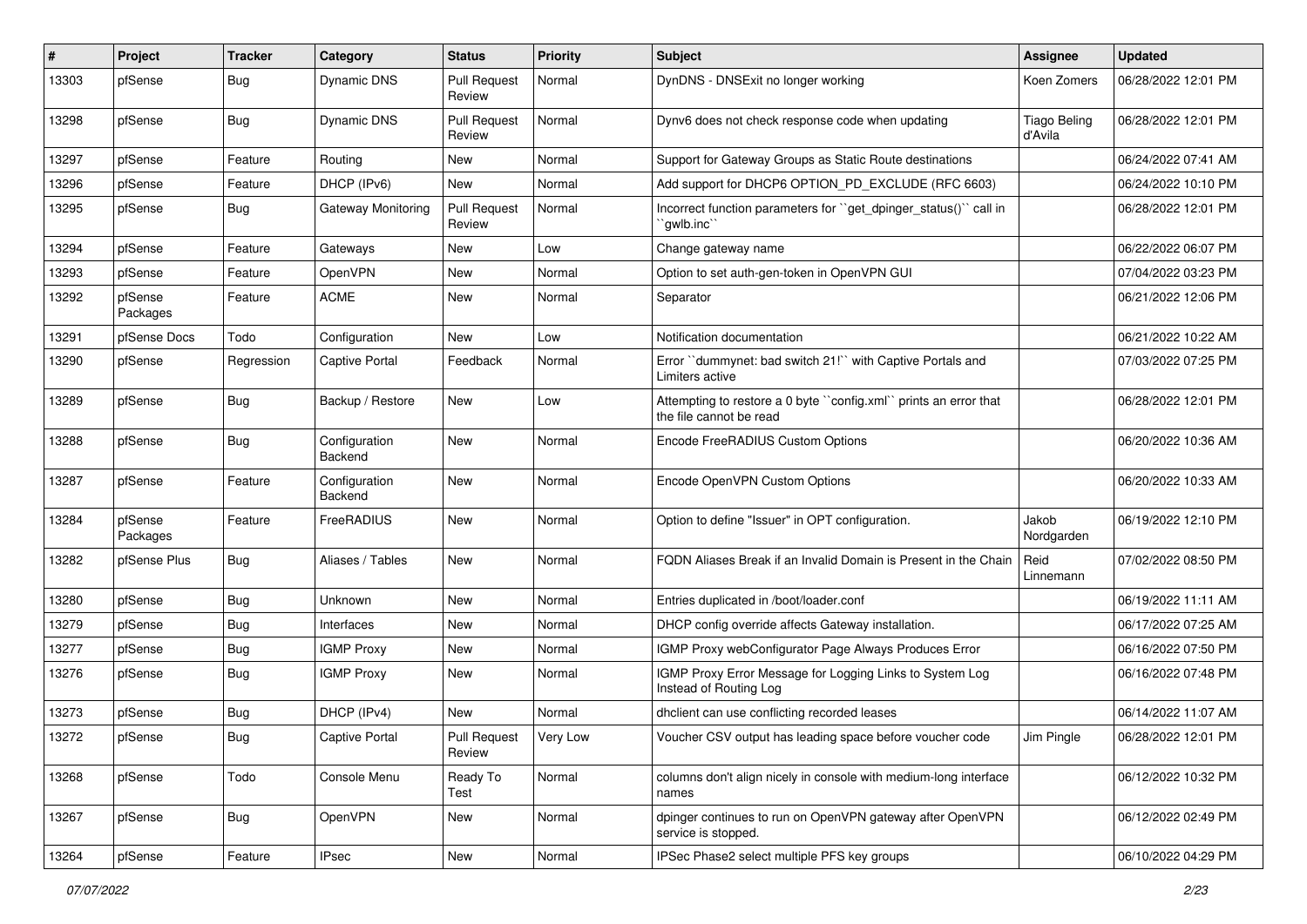| # | Project | Tracker | Category | Status | Priority | Subject | Assignee | Updated |
|---|---|---|---|---|---|---|---|---|
| 13303 | pfSense | Bug | Dynamic DNS | Pull Request Review | Normal | DynDNS - DNSExit no longer working | Koen Zomers | 06/28/2022 12:01 PM |
| 13298 | pfSense | Bug | Dynamic DNS | Pull Request Review | Normal | Dynv6 does not check response code when updating | Tiago Beling d'Avila | 06/28/2022 12:01 PM |
| 13297 | pfSense | Feature | Routing | New | Normal | Support for Gateway Groups as Static Route destinations | | 06/24/2022 07:41 AM |
| 13296 | pfSense | Feature | DHCP (IPv6) | New | Normal | Add support for DHCP6 OPTION_PD_EXCLUDE (RFC 6603) | | 06/24/2022 10:10 PM |
| 13295 | pfSense | Bug | Gateway Monitoring | Pull Request Review | Normal | Incorrect function parameters for ``get_dpinger_status()`` call in ``gwlb.inc`` | | 06/28/2022 12:01 PM |
| 13294 | pfSense | Feature | Gateways | New | Low | Change gateway name | | 06/22/2022 06:07 PM |
| 13293 | pfSense | Feature | OpenVPN | New | Normal | Option to set auth-gen-token in OpenVPN GUI | | 07/04/2022 03:23 PM |
| 13292 | pfSense Packages | Feature | ACME | New | Normal | Separator | | 06/21/2022 12:06 PM |
| 13291 | pfSense Docs | Todo | Configuration | New | Low | Notification documentation | | 06/21/2022 10:22 AM |
| 13290 | pfSense | Regression | Captive Portal | Feedback | Normal | Error ``dummynet: bad switch 21!`` with Captive Portals and Limiters active | | 07/03/2022 07:25 PM |
| 13289 | pfSense | Bug | Backup / Restore | New | Low | Attempting to restore a 0 byte ``config.xml`` prints an error that the file cannot be read | | 06/28/2022 12:01 PM |
| 13288 | pfSense | Bug | Configuration Backend | New | Normal | Encode FreeRADIUS Custom Options | | 06/20/2022 10:36 AM |
| 13287 | pfSense | Feature | Configuration Backend | New | Normal | Encode OpenVPN Custom Options | | 06/20/2022 10:33 AM |
| 13284 | pfSense Packages | Feature | FreeRADIUS | New | Normal | Option to define "Issuer" in OPT configuration. | Jakob Nordgarden | 06/19/2022 12:10 PM |
| 13282 | pfSense Plus | Bug | Aliases / Tables | New | Normal | FQDN Aliases Break if an Invalid Domain is Present in the Chain | Reid Linnemann | 07/02/2022 08:50 PM |
| 13280 | pfSense | Bug | Unknown | New | Normal | Entries duplicated in /boot/loader.conf | | 06/19/2022 11:11 AM |
| 13279 | pfSense | Bug | Interfaces | New | Normal | DHCP config override affects Gateway installation. | | 06/17/2022 07:25 AM |
| 13277 | pfSense | Bug | IGMP Proxy | New | Normal | IGMP Proxy webConfigurator Page Always Produces Error | | 06/16/2022 07:50 PM |
| 13276 | pfSense | Bug | IGMP Proxy | New | Normal | IGMP Proxy Error Message for Logging Links to System Log Instead of Routing Log | | 06/16/2022 07:48 PM |
| 13273 | pfSense | Bug | DHCP (IPv4) | New | Normal | dhclient can use conflicting recorded leases | | 06/14/2022 11:07 AM |
| 13272 | pfSense | Bug | Captive Portal | Pull Request Review | Very Low | Voucher CSV output has leading space before voucher code | Jim Pingle | 06/28/2022 12:01 PM |
| 13268 | pfSense | Todo | Console Menu | Ready To Test | Normal | columns don't align nicely in console with medium-long interface names | | 06/12/2022 10:32 PM |
| 13267 | pfSense | Bug | OpenVPN | New | Normal | dpinger continues to run on OpenVPN gateway after OpenVPN service is stopped. | | 06/12/2022 02:49 PM |
| 13264 | pfSense | Feature | IPsec | New | Normal | IPSec Phase2 select multiple PFS key groups | | 06/10/2022 04:29 PM |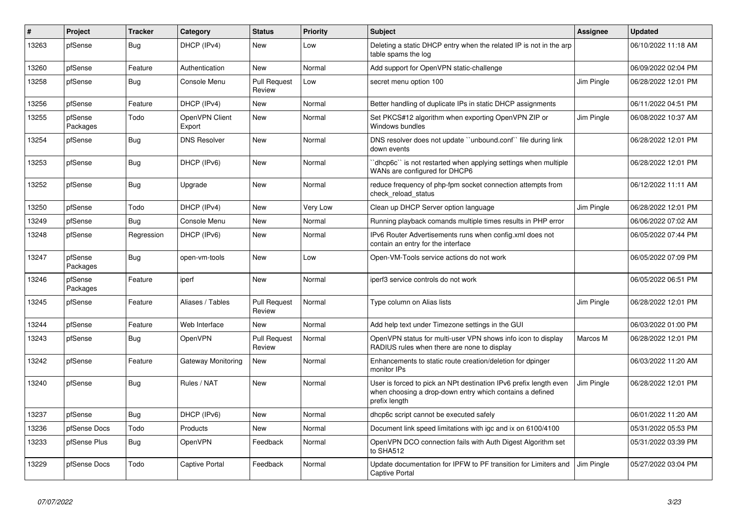| # | Project | Tracker | Category | Status | Priority | Subject | Assignee | Updated |
|---|---|---|---|---|---|---|---|---|
| 13263 | pfSense | Bug | DHCP (IPv4) | New | Low | Deleting a static DHCP entry when the related IP is not in the arp table spams the log | | 06/10/2022 11:18 AM |
| 13260 | pfSense | Feature | Authentication | New | Normal | Add support for OpenVPN static-challenge | | 06/09/2022 02:04 PM |
| 13258 | pfSense | Bug | Console Menu | Pull Request Review | Low | secret menu option 100 | Jim Pingle | 06/28/2022 12:01 PM |
| 13256 | pfSense | Feature | DHCP (IPv4) | New | Normal | Better handling of duplicate IPs in static DHCP assignments | | 06/11/2022 04:51 PM |
| 13255 | pfSense Packages | Todo | OpenVPN Client Export | New | Normal | Set PKCS#12 algorithm when exporting OpenVPN ZIP or Windows bundles | Jim Pingle | 06/08/2022 10:37 AM |
| 13254 | pfSense | Bug | DNS Resolver | New | Normal | DNS resolver does not update ``unbound.conf`` file during link down events | | 06/28/2022 12:01 PM |
| 13253 | pfSense | Bug | DHCP (IPv6) | New | Normal | ``dhcp6c`` is not restarted when applying settings when multiple WANs are configured for DHCP6 | | 06/28/2022 12:01 PM |
| 13252 | pfSense | Bug | Upgrade | New | Normal | reduce frequency of php-fpm socket connection attempts from check_reload_status | | 06/12/2022 11:11 AM |
| 13250 | pfSense | Todo | DHCP (IPv4) | New | Very Low | Clean up DHCP Server option language | Jim Pingle | 06/28/2022 12:01 PM |
| 13249 | pfSense | Bug | Console Menu | New | Normal | Running playback comands multiple times results in PHP error | | 06/06/2022 07:02 AM |
| 13248 | pfSense | Regression | DHCP (IPv6) | New | Normal | IPv6 Router Advertisements runs when config.xml does not contain an entry for the interface | | 06/05/2022 07:44 PM |
| 13247 | pfSense Packages | Bug | open-vm-tools | New | Low | Open-VM-Tools service actions do not work | | 06/05/2022 07:09 PM |
| 13246 | pfSense Packages | Feature | iperf | New | Normal | iperf3 service controls do not work | | 06/05/2022 06:51 PM |
| 13245 | pfSense | Feature | Aliases / Tables | Pull Request Review | Normal | Type column on Alias lists | Jim Pingle | 06/28/2022 12:01 PM |
| 13244 | pfSense | Feature | Web Interface | New | Normal | Add help text under Timezone settings in the GUI | | 06/03/2022 01:00 PM |
| 13243 | pfSense | Bug | OpenVPN | Pull Request Review | Normal | OpenVPN status for multi-user VPN shows info icon to display RADIUS rules when there are none to display | Marcos M | 06/28/2022 12:01 PM |
| 13242 | pfSense | Feature | Gateway Monitoring | New | Normal | Enhancements to static route creation/deletion for dpinger monitor IPs | | 06/03/2022 11:20 AM |
| 13240 | pfSense | Bug | Rules / NAT | New | Normal | User is forced to pick an NPt destination IPv6 prefix length even when choosing a drop-down entry which contains a defined prefix length | Jim Pingle | 06/28/2022 12:01 PM |
| 13237 | pfSense | Bug | DHCP (IPv6) | New | Normal | dhcp6c script cannot be executed safely | | 06/01/2022 11:20 AM |
| 13236 | pfSense Docs | Todo | Products | New | Normal | Document link speed limitations with igc and ix on 6100/4100 | | 05/31/2022 05:53 PM |
| 13233 | pfSense Plus | Bug | OpenVPN | Feedback | Normal | OpenVPN DCO connection fails with Auth Digest Algorithm set to SHA512 | | 05/31/2022 03:39 PM |
| 13229 | pfSense Docs | Todo | Captive Portal | Feedback | Normal | Update documentation for IPFW to PF transition for Limiters and Captive Portal | Jim Pingle | 05/27/2022 03:04 PM |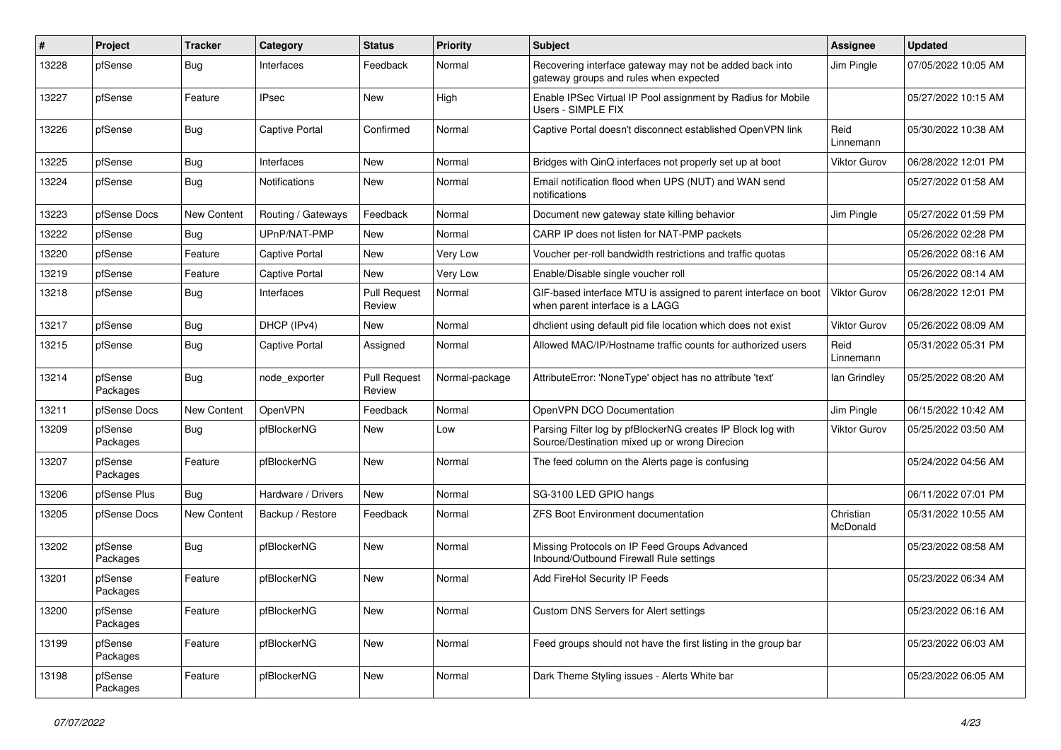| # | Project | Tracker | Category | Status | Priority | Subject | Assignee | Updated |
|---|---|---|---|---|---|---|---|---|
| 13228 | pfSense | Bug | Interfaces | Feedback | Normal | Recovering interface gateway may not be added back into gateway groups and rules when expected | Jim Pingle | 07/05/2022 10:05 AM |
| 13227 | pfSense | Feature | IPsec | New | High | Enable IPSec Virtual IP Pool assignment by Radius for Mobile Users - SIMPLE FIX | | 05/27/2022 10:15 AM |
| 13226 | pfSense | Bug | Captive Portal | Confirmed | Normal | Captive Portal doesn't disconnect established OpenVPN link | Reid Linnemann | 05/30/2022 10:38 AM |
| 13225 | pfSense | Bug | Interfaces | New | Normal | Bridges with QinQ interfaces not properly set up at boot | Viktor Gurov | 06/28/2022 12:01 PM |
| 13224 | pfSense | Bug | Notifications | New | Normal | Email notification flood when UPS (NUT) and WAN send notifications | | 05/27/2022 01:58 AM |
| 13223 | pfSense Docs | New Content | Routing / Gateways | Feedback | Normal | Document new gateway state killing behavior | Jim Pingle | 05/27/2022 01:59 PM |
| 13222 | pfSense | Bug | UPnP/NAT-PMP | New | Normal | CARP IP does not listen for NAT-PMP packets | | 05/26/2022 02:28 PM |
| 13220 | pfSense | Feature | Captive Portal | New | Very Low | Voucher per-roll bandwidth restrictions and traffic quotas | | 05/26/2022 08:16 AM |
| 13219 | pfSense | Feature | Captive Portal | New | Very Low | Enable/Disable single voucher roll | | 05/26/2022 08:14 AM |
| 13218 | pfSense | Bug | Interfaces | Pull Request Review | Normal | GIF-based interface MTU is assigned to parent interface on boot when parent interface is a LAGG | Viktor Gurov | 06/28/2022 12:01 PM |
| 13217 | pfSense | Bug | DHCP (IPv4) | New | Normal | dhclient using default pid file location which does not exist | Viktor Gurov | 05/26/2022 08:09 AM |
| 13215 | pfSense | Bug | Captive Portal | Assigned | Normal | Allowed MAC/IP/Hostname traffic counts for authorized users | Reid Linnemann | 05/31/2022 05:31 PM |
| 13214 | pfSense Packages | Bug | node_exporter | Pull Request Review | Normal-package | AttributeError: 'NoneType' object has no attribute 'text' | Ian Grindley | 05/25/2022 08:20 AM |
| 13211 | pfSense Docs | New Content | OpenVPN | Feedback | Normal | OpenVPN DCO Documentation | Jim Pingle | 06/15/2022 10:42 AM |
| 13209 | pfSense Packages | Bug | pfBlockerNG | New | Low | Parsing Filter log by pfBlockerNG creates IP Block log with Source/Destination mixed up or wrong Direcion | Viktor Gurov | 05/25/2022 03:50 AM |
| 13207 | pfSense Packages | Feature | pfBlockerNG | New | Normal | The feed column on the Alerts page is confusing | | 05/24/2022 04:56 AM |
| 13206 | pfSense Plus | Bug | Hardware / Drivers | New | Normal | SG-3100 LED GPIO hangs | | 06/11/2022 07:01 PM |
| 13205 | pfSense Docs | New Content | Backup / Restore | Feedback | Normal | ZFS Boot Environment documentation | Christian McDonald | 05/31/2022 10:55 AM |
| 13202 | pfSense Packages | Bug | pfBlockerNG | New | Normal | Missing Protocols on IP Feed Groups Advanced Inbound/Outbound Firewall Rule settings | | 05/23/2022 08:58 AM |
| 13201 | pfSense Packages | Feature | pfBlockerNG | New | Normal | Add FireHol Security IP Feeds | | 05/23/2022 06:34 AM |
| 13200 | pfSense Packages | Feature | pfBlockerNG | New | Normal | Custom DNS Servers for Alert settings | | 05/23/2022 06:16 AM |
| 13199 | pfSense Packages | Feature | pfBlockerNG | New | Normal | Feed groups should not have the first listing in the group bar | | 05/23/2022 06:03 AM |
| 13198 | pfSense Packages | Feature | pfBlockerNG | New | Normal | Dark Theme Styling issues - Alerts White bar | | 05/23/2022 06:05 AM |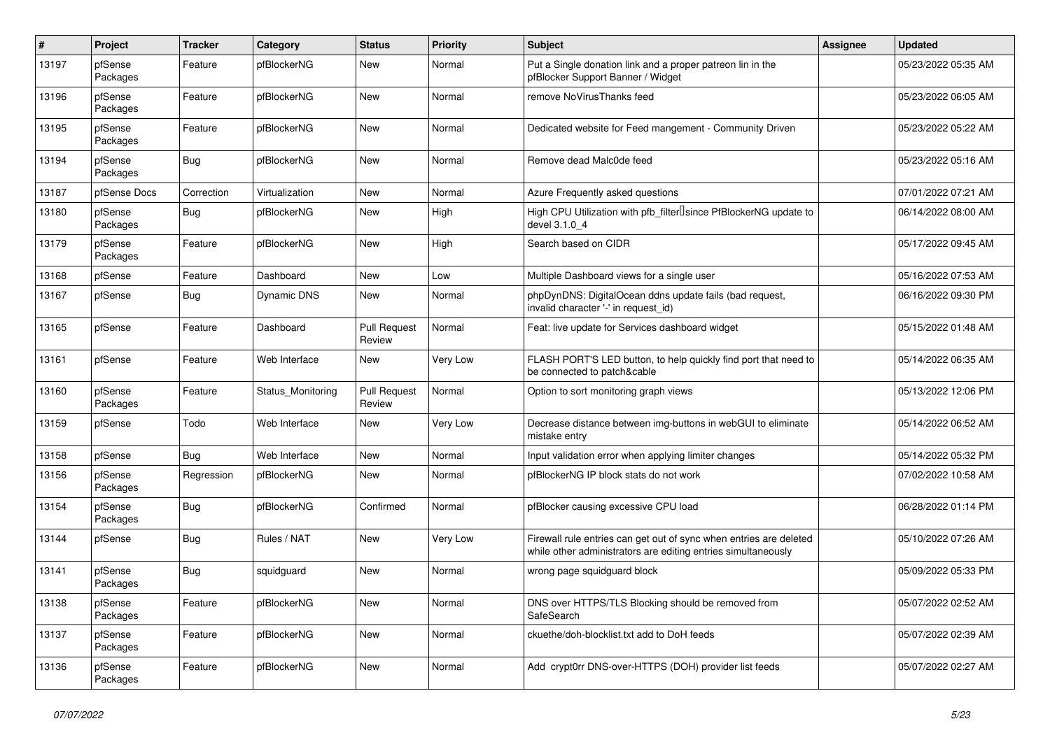| # | Project | Tracker | Category | Status | Priority | Subject | Assignee | Updated |
|---|---|---|---|---|---|---|---|---|
| 13197 | pfSense Packages | Feature | pfBlockerNG | New | Normal | Put a Single donation link and a proper patreon lin in the pfBlocker Support Banner / Widget | | 05/23/2022 05:35 AM |
| 13196 | pfSense Packages | Feature | pfBlockerNG | New | Normal | remove NoVirusThanks feed | | 05/23/2022 06:05 AM |
| 13195 | pfSense Packages | Feature | pfBlockerNG | New | Normal | Dedicated website for Feed mangement - Community Driven | | 05/23/2022 05:22 AM |
| 13194 | pfSense Packages | Bug | pfBlockerNG | New | Normal | Remove dead Malc0de feed | | 05/23/2022 05:16 AM |
| 13187 | pfSense Docs | Correction | Virtualization | New | Normal | Azure Frequently asked questions | | 07/01/2022 07:21 AM |
| 13180 | pfSense Packages | Bug | pfBlockerNG | New | High | High CPU Utilization with pfb_filter since PfBlockerNG update to devel 3.1.0_4 | | 06/14/2022 08:00 AM |
| 13179 | pfSense Packages | Feature | pfBlockerNG | New | High | Search based on CIDR | | 05/17/2022 09:45 AM |
| 13168 | pfSense | Feature | Dashboard | New | Low | Multiple Dashboard views for a single user | | 05/16/2022 07:53 AM |
| 13167 | pfSense | Bug | Dynamic DNS | New | Normal | phpDynDNS: DigitalOcean ddns update fails (bad request, invalid character '-' in request_id) | | 06/16/2022 09:30 PM |
| 13165 | pfSense | Feature | Dashboard | Pull Request Review | Normal | Feat: live update for Services dashboard widget | | 05/15/2022 01:48 AM |
| 13161 | pfSense | Feature | Web Interface | New | Very Low | FLASH PORT'S LED button, to help quickly find port that need to be connected to patch&cable | | 05/14/2022 06:35 AM |
| 13160 | pfSense Packages | Feature | Status_Monitoring | Pull Request Review | Normal | Option to sort monitoring graph views | | 05/13/2022 12:06 PM |
| 13159 | pfSense | Todo | Web Interface | New | Very Low | Decrease distance between img-buttons in webGUI to eliminate mistake entry | | 05/14/2022 06:52 AM |
| 13158 | pfSense | Bug | Web Interface | New | Normal | Input validation error when applying limiter changes | | 05/14/2022 05:32 PM |
| 13156 | pfSense Packages | Regression | pfBlockerNG | New | Normal | pfBlockerNG IP block stats do not work | | 07/02/2022 10:58 AM |
| 13154 | pfSense Packages | Bug | pfBlockerNG | Confirmed | Normal | pfBlocker causing excessive CPU load | | 06/28/2022 01:14 PM |
| 13144 | pfSense | Bug | Rules / NAT | New | Very Low | Firewall rule entries can get out of sync when entries are deleted while other administrators are editing entries simultaneously | | 05/10/2022 07:26 AM |
| 13141 | pfSense Packages | Bug | squidguard | New | Normal | wrong page squidguard block | | 05/09/2022 05:33 PM |
| 13138 | pfSense Packages | Feature | pfBlockerNG | New | Normal | DNS over HTTPS/TLS Blocking should be removed from SafeSearch | | 05/07/2022 02:52 AM |
| 13137 | pfSense Packages | Feature | pfBlockerNG | New | Normal | ckuethe/doh-blocklist.txt add to DoH feeds | | 05/07/2022 02:39 AM |
| 13136 | pfSense Packages | Feature | pfBlockerNG | New | Normal | Add crypt0rr DNS-over-HTTPS (DOH) provider list feeds | | 05/07/2022 02:27 AM |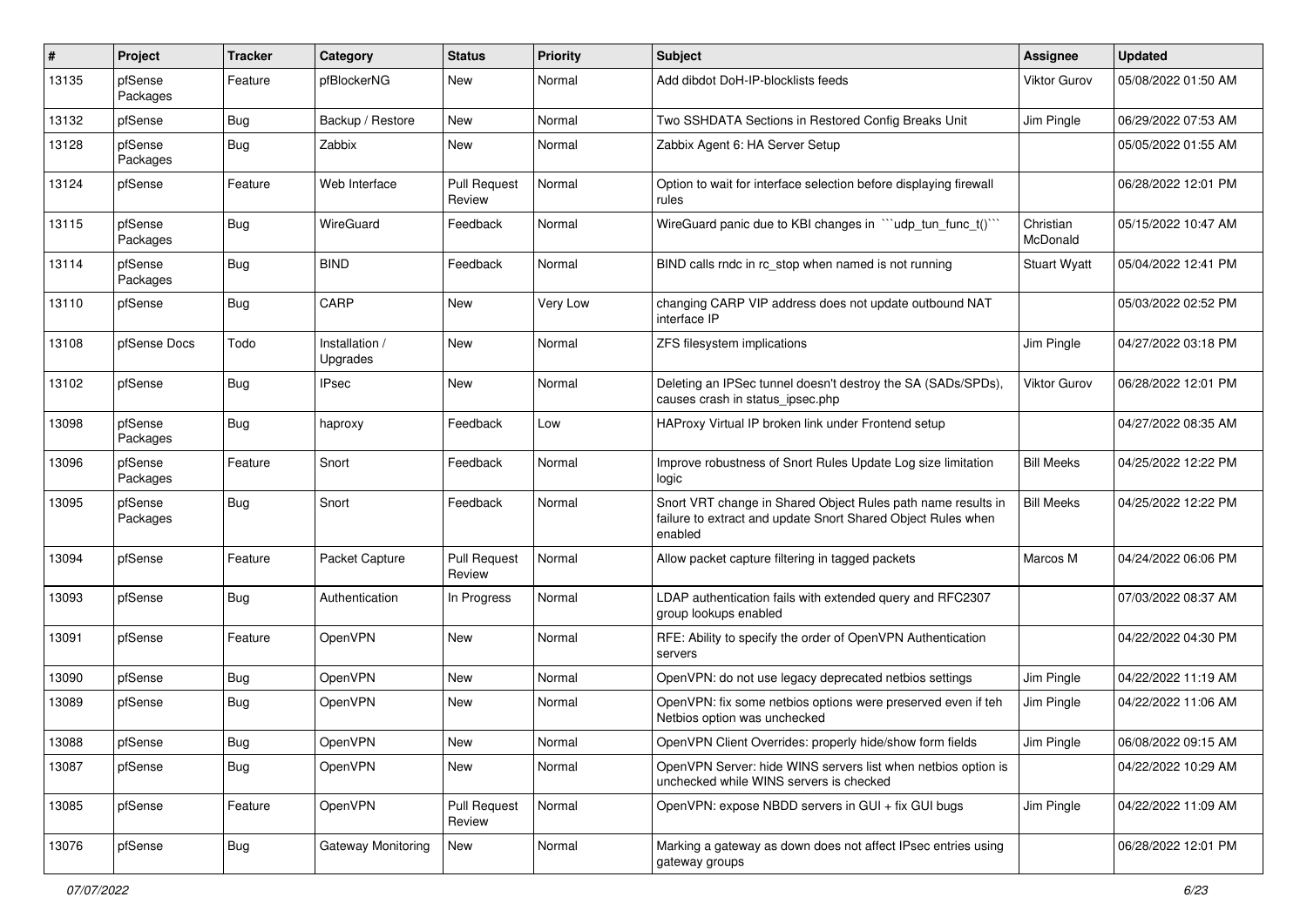| # | Project | Tracker | Category | Status | Priority | Subject | Assignee | Updated |
|---|---|---|---|---|---|---|---|---|
| 13135 | pfSense Packages | Feature | pfBlockerNG | New | Normal | Add dibdot DoH-IP-blocklists feeds | Viktor Gurov | 05/08/2022 01:50 AM |
| 13132 | pfSense | Bug | Backup / Restore | New | Normal | Two SSHDATA Sections in Restored Config Breaks Unit | Jim Pingle | 06/29/2022 07:53 AM |
| 13128 | pfSense Packages | Bug | Zabbix | New | Normal | Zabbix Agent 6: HA Server Setup | | 05/05/2022 01:55 AM |
| 13124 | pfSense | Feature | Web Interface | Pull Request Review | Normal | Option to wait for interface selection before displaying firewall rules | | 06/28/2022 12:01 PM |
| 13115 | pfSense Packages | Bug | WireGuard | Feedback | Normal | WireGuard panic due to KBI changes in ```udp_tun_func_t()``` | Christian McDonald | 05/15/2022 10:47 AM |
| 13114 | pfSense Packages | Bug | BIND | Feedback | Normal | BIND calls rndc in rc_stop when named is not running | Stuart Wyatt | 05/04/2022 12:41 PM |
| 13110 | pfSense | Bug | CARP | New | Very Low | changing CARP VIP address does not update outbound NAT interface IP | | 05/03/2022 02:52 PM |
| 13108 | pfSense Docs | Todo | Installation / Upgrades | New | Normal | ZFS filesystem implications | Jim Pingle | 04/27/2022 03:18 PM |
| 13102 | pfSense | Bug | IPsec | New | Normal | Deleting an IPSec tunnel doesn't destroy the SA (SADs/SPDs), causes crash in status_ipsec.php | Viktor Gurov | 06/28/2022 12:01 PM |
| 13098 | pfSense Packages | Bug | haproxy | Feedback | Low | HAProxy Virtual IP broken link under Frontend setup | | 04/27/2022 08:35 AM |
| 13096 | pfSense Packages | Feature | Snort | Feedback | Normal | Improve robustness of Snort Rules Update Log size limitation logic | Bill Meeks | 04/25/2022 12:22 PM |
| 13095 | pfSense Packages | Bug | Snort | Feedback | Normal | Snort VRT change in Shared Object Rules path name results in failure to extract and update Snort Shared Object Rules when enabled | Bill Meeks | 04/25/2022 12:22 PM |
| 13094 | pfSense | Feature | Packet Capture | Pull Request Review | Normal | Allow packet capture filtering in tagged packets | Marcos M | 04/24/2022 06:06 PM |
| 13093 | pfSense | Bug | Authentication | In Progress | Normal | LDAP authentication fails with extended query and RFC2307 group lookups enabled | | 07/03/2022 08:37 AM |
| 13091 | pfSense | Feature | OpenVPN | New | Normal | RFE: Ability to specify the order of OpenVPN Authentication servers | | 04/22/2022 04:30 PM |
| 13090 | pfSense | Bug | OpenVPN | New | Normal | OpenVPN: do not use legacy deprecated netbios settings | Jim Pingle | 04/22/2022 11:19 AM |
| 13089 | pfSense | Bug | OpenVPN | New | Normal | OpenVPN: fix some netbios options were preserved even if teh Netbios option was unchecked | Jim Pingle | 04/22/2022 11:06 AM |
| 13088 | pfSense | Bug | OpenVPN | New | Normal | OpenVPN Client Overrides: properly hide/show form fields | Jim Pingle | 06/08/2022 09:15 AM |
| 13087 | pfSense | Bug | OpenVPN | New | Normal | OpenVPN Server: hide WINS servers list when netbios option is unchecked while WINS servers is checked | | 04/22/2022 10:29 AM |
| 13085 | pfSense | Feature | OpenVPN | Pull Request Review | Normal | OpenVPN: expose NBDD servers in GUI + fix GUI bugs | Jim Pingle | 04/22/2022 11:09 AM |
| 13076 | pfSense | Bug | Gateway Monitoring | New | Normal | Marking a gateway as down does not affect IPsec entries using gateway groups | | 06/28/2022 12:01 PM |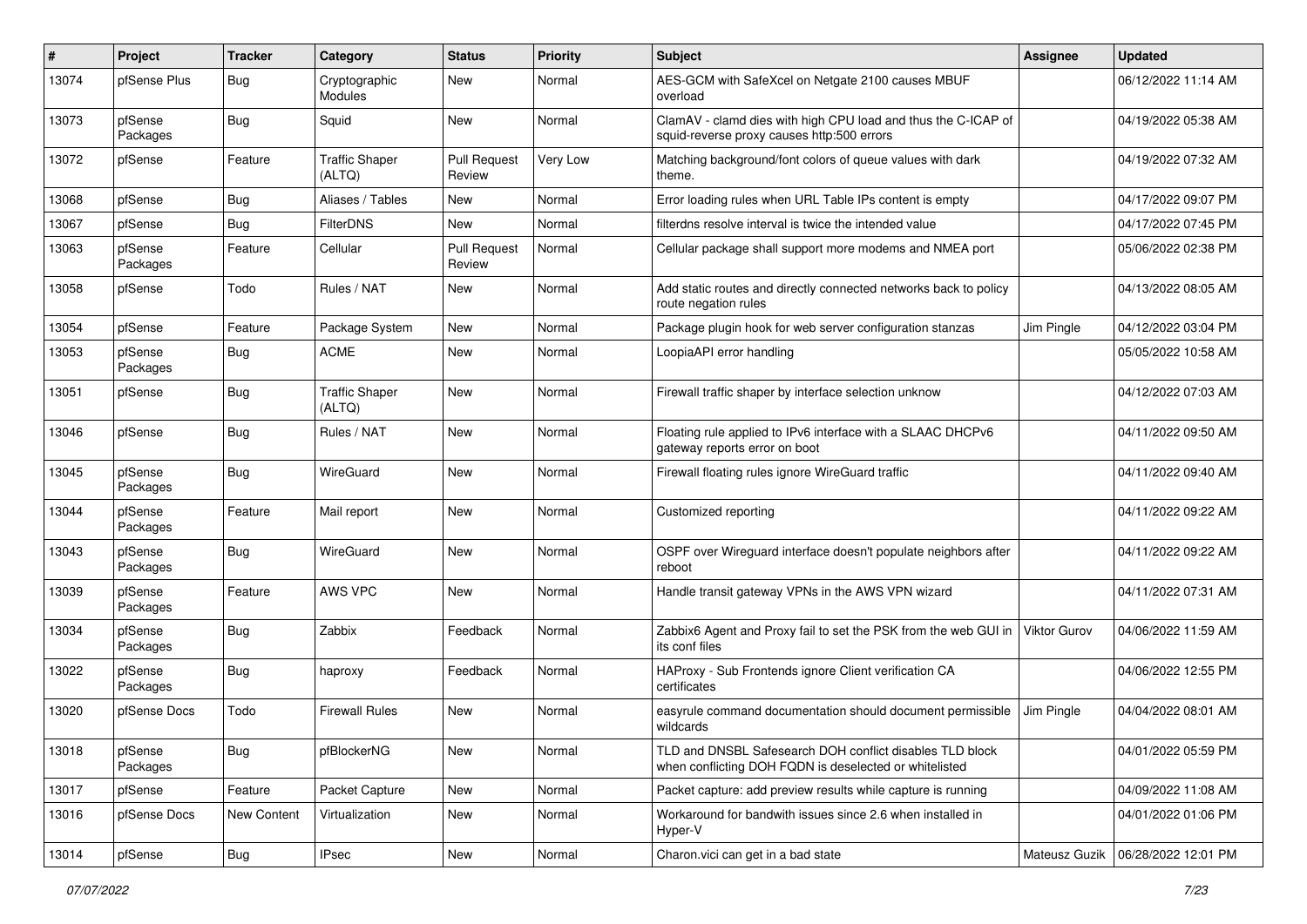| # | Project | Tracker | Category | Status | Priority | Subject | Assignee | Updated |
|---|---|---|---|---|---|---|---|---|
| 13074 | pfSense Plus | Bug | Cryptographic Modules | New | Normal | AES-GCM with SafeXcel on Netgate 2100 causes MBUF overload | | 06/12/2022 11:14 AM |
| 13073 | pfSense Packages | Bug | Squid | New | Normal | ClamAV - clamd dies with high CPU load and thus the C-ICAP of squid-reverse proxy causes http:500 errors | | 04/19/2022 05:38 AM |
| 13072 | pfSense | Feature | Traffic Shaper (ALTQ) | Pull Request Review | Very Low | Matching background/font colors of queue values with dark theme. | | 04/19/2022 07:32 AM |
| 13068 | pfSense | Bug | Aliases / Tables | New | Normal | Error loading rules when URL Table IPs content is empty | | 04/17/2022 09:07 PM |
| 13067 | pfSense | Bug | FilterDNS | New | Normal | filterdns resolve interval is twice the intended value | | 04/17/2022 07:45 PM |
| 13063 | pfSense Packages | Feature | Cellular | Pull Request Review | Normal | Cellular package shall support more modems and NMEA port | | 05/06/2022 02:38 PM |
| 13058 | pfSense | Todo | Rules / NAT | New | Normal | Add static routes and directly connected networks back to policy route negation rules | | 04/13/2022 08:05 AM |
| 13054 | pfSense | Feature | Package System | New | Normal | Package plugin hook for web server configuration stanzas | Jim Pingle | 04/12/2022 03:04 PM |
| 13053 | pfSense Packages | Bug | ACME | New | Normal | LoopiaAPI error handling | | 05/05/2022 10:58 AM |
| 13051 | pfSense | Bug | Traffic Shaper (ALTQ) | New | Normal | Firewall traffic shaper by interface selection unknow | | 04/12/2022 07:03 AM |
| 13046 | pfSense | Bug | Rules / NAT | New | Normal | Floating rule applied to IPv6 interface with a SLAAC DHCPv6 gateway reports error on boot | | 04/11/2022 09:50 AM |
| 13045 | pfSense Packages | Bug | WireGuard | New | Normal | Firewall floating rules ignore WireGuard traffic | | 04/11/2022 09:40 AM |
| 13044 | pfSense Packages | Feature | Mail report | New | Normal | Customized reporting | | 04/11/2022 09:22 AM |
| 13043 | pfSense Packages | Bug | WireGuard | New | Normal | OSPF over Wireguard interface doesn't populate neighbors after reboot | | 04/11/2022 09:22 AM |
| 13039 | pfSense Packages | Feature | AWS VPC | New | Normal | Handle transit gateway VPNs in the AWS VPN wizard | | 04/11/2022 07:31 AM |
| 13034 | pfSense Packages | Bug | Zabbix | Feedback | Normal | Zabbix6 Agent and Proxy fail to set the PSK from the web GUI in its conf files | Viktor Gurov | 04/06/2022 11:59 AM |
| 13022 | pfSense Packages | Bug | haproxy | Feedback | Normal | HAProxy - Sub Frontends ignore Client verification CA certificates | | 04/06/2022 12:55 PM |
| 13020 | pfSense Docs | Todo | Firewall Rules | New | Normal | easyrule command documentation should document permissible wildcards | Jim Pingle | 04/04/2022 08:01 AM |
| 13018 | pfSense Packages | Bug | pfBlockerNG | New | Normal | TLD and DNSBL Safesearch DOH conflict disables TLD block when conflicting DOH FQDN is deselected or whitelisted | | 04/01/2022 05:59 PM |
| 13017 | pfSense | Feature | Packet Capture | New | Normal | Packet capture: add preview results while capture is running | | 04/09/2022 11:08 AM |
| 13016 | pfSense Docs | New Content | Virtualization | New | Normal | Workaround for bandwith issues since 2.6 when installed in Hyper-V | | 04/01/2022 01:06 PM |
| 13014 | pfSense | Bug | IPsec | New | Normal | Charon.vici can get in a bad state | Mateusz Guzik | 06/28/2022 12:01 PM |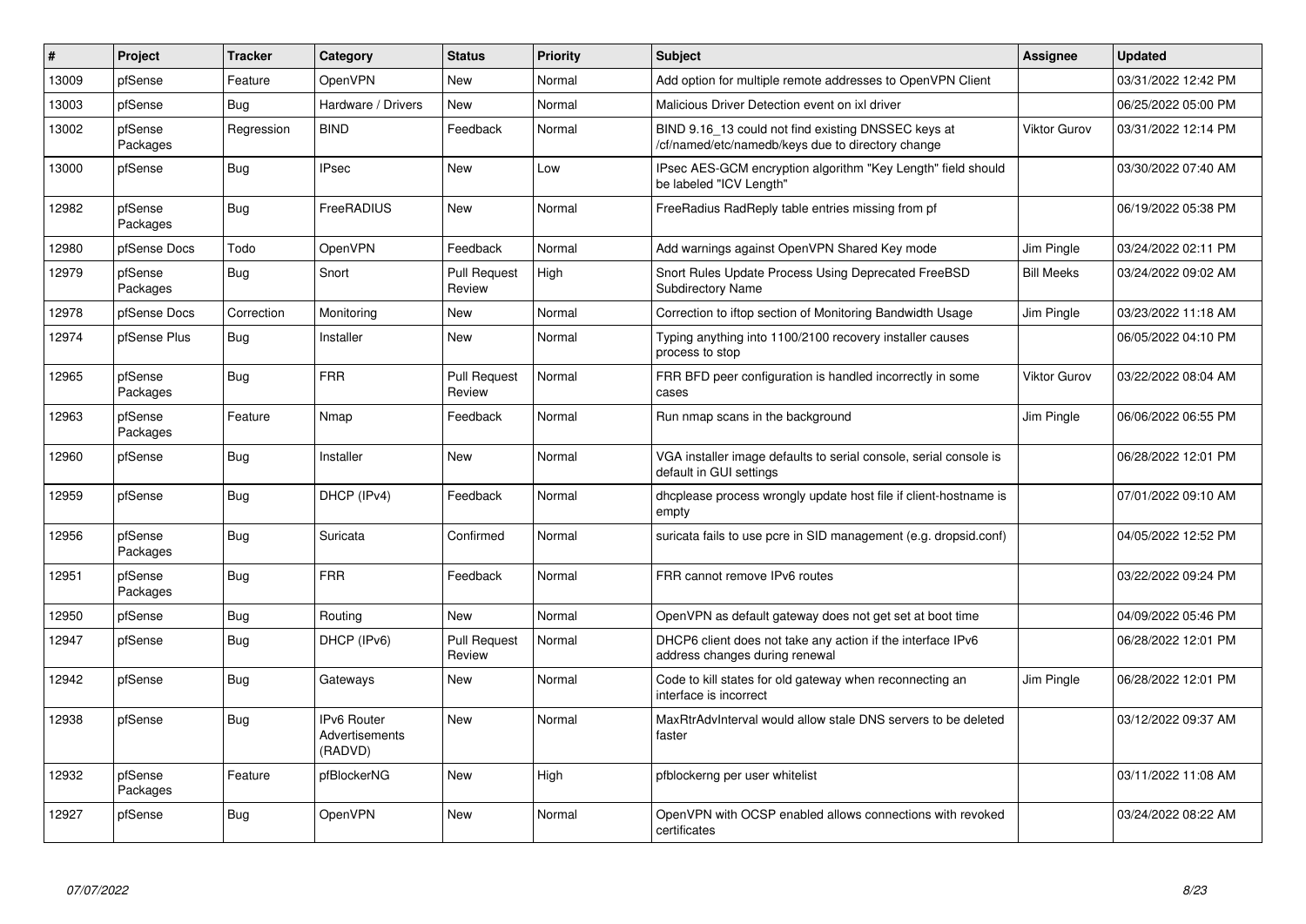| # | Project | Tracker | Category | Status | Priority | Subject | Assignee | Updated |
|---|---|---|---|---|---|---|---|---|
| 13009 | pfSense | Feature | OpenVPN | New | Normal | Add option for multiple remote addresses to OpenVPN Client | | 03/31/2022 12:42 PM |
| 13003 | pfSense | Bug | Hardware / Drivers | New | Normal | Malicious Driver Detection event on ixl driver | | 06/25/2022 05:00 PM |
| 13002 | pfSense Packages | Regression | BIND | Feedback | Normal | BIND 9.16_13 could not find existing DNSSEC keys at /cf/named/etc/namedb/keys due to directory change | Viktor Gurov | 03/31/2022 12:14 PM |
| 13000 | pfSense | Bug | IPsec | New | Low | IPsec AES-GCM encryption algorithm "Key Length" field should be labeled "ICV Length" | | 03/30/2022 07:40 AM |
| 12982 | pfSense Packages | Bug | FreeRADIUS | New | Normal | FreeRadius RadReply table entries missing from pf | | 06/19/2022 05:38 PM |
| 12980 | pfSense Docs | Todo | OpenVPN | Feedback | Normal | Add warnings against OpenVPN Shared Key mode | Jim Pingle | 03/24/2022 02:11 PM |
| 12979 | pfSense Packages | Bug | Snort | Pull Request Review | High | Snort Rules Update Process Using Deprecated FreeBSD Subdirectory Name | Bill Meeks | 03/24/2022 09:02 AM |
| 12978 | pfSense Docs | Correction | Monitoring | New | Normal | Correction to iftop section of Monitoring Bandwidth Usage | Jim Pingle | 03/23/2022 11:18 AM |
| 12974 | pfSense Plus | Bug | Installer | New | Normal | Typing anything into 1100/2100 recovery installer causes process to stop | | 06/05/2022 04:10 PM |
| 12965 | pfSense Packages | Bug | FRR | Pull Request Review | Normal | FRR BFD peer configuration is handled incorrectly in some cases | Viktor Gurov | 03/22/2022 08:04 AM |
| 12963 | pfSense Packages | Feature | Nmap | Feedback | Normal | Run nmap scans in the background | Jim Pingle | 06/06/2022 06:55 PM |
| 12960 | pfSense | Bug | Installer | New | Normal | VGA installer image defaults to serial console, serial console is default in GUI settings | | 06/28/2022 12:01 PM |
| 12959 | pfSense | Bug | DHCP (IPv4) | Feedback | Normal | dhcplease process wrongly update host file if client-hostname is empty | | 07/01/2022 09:10 AM |
| 12956 | pfSense Packages | Bug | Suricata | Confirmed | Normal | suricata fails to use pcre in SID management (e.g. dropsid.conf) | | 04/05/2022 12:52 PM |
| 12951 | pfSense Packages | Bug | FRR | Feedback | Normal | FRR cannot remove IPv6 routes | | 03/22/2022 09:24 PM |
| 12950 | pfSense | Bug | Routing | New | Normal | OpenVPN as default gateway does not get set at boot time | | 04/09/2022 05:46 PM |
| 12947 | pfSense | Bug | DHCP (IPv6) | Pull Request Review | Normal | DHCP6 client does not take any action if the interface IPv6 address changes during renewal | | 06/28/2022 12:01 PM |
| 12942 | pfSense | Bug | Gateways | New | Normal | Code to kill states for old gateway when reconnecting an interface is incorrect | Jim Pingle | 06/28/2022 12:01 PM |
| 12938 | pfSense | Bug | IPv6 Router Advertisements (RADVD) | New | Normal | MaxRtrAdvInterval would allow stale DNS servers to be deleted faster | | 03/12/2022 09:37 AM |
| 12932 | pfSense Packages | Feature | pfBlockerNG | New | High | pfblockerng per user whitelist | | 03/11/2022 11:08 AM |
| 12927 | pfSense | Bug | OpenVPN | New | Normal | OpenVPN with OCSP enabled allows connections with revoked certificates | | 03/24/2022 08:22 AM |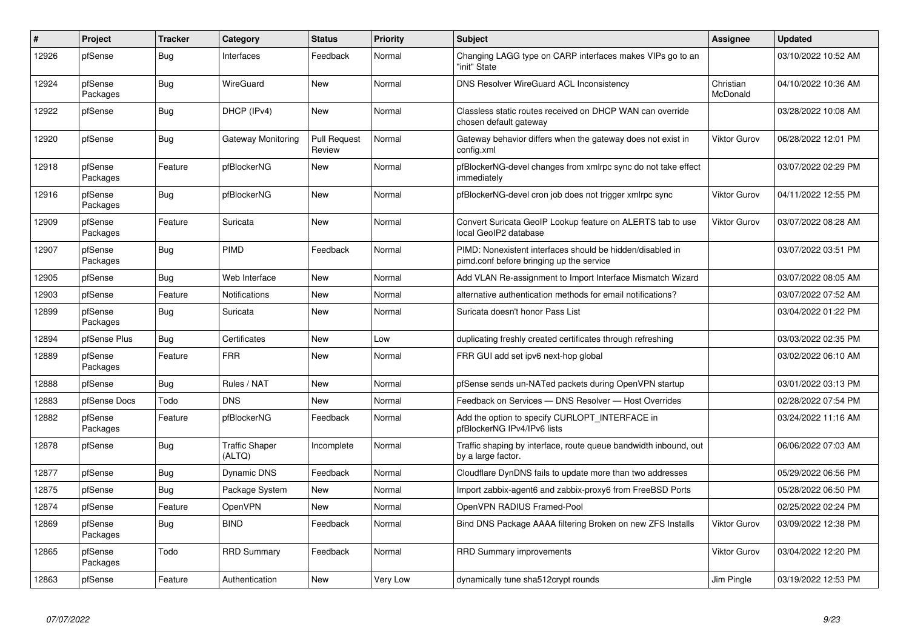| # | Project | Tracker | Category | Status | Priority | Subject | Assignee | Updated |
|---|---|---|---|---|---|---|---|---|
| 12926 | pfSense | Bug | Interfaces | Feedback | Normal | Changing LAGG type on CARP interfaces makes VIPs go to an "init" State | | 03/10/2022 10:52 AM |
| 12924 | pfSense Packages | Bug | WireGuard | New | Normal | DNS Resolver WireGuard ACL Inconsistency | Christian McDonald | 04/10/2022 10:36 AM |
| 12922 | pfSense | Bug | DHCP (IPv4) | New | Normal | Classless static routes received on DHCP WAN can override chosen default gateway | | 03/28/2022 10:08 AM |
| 12920 | pfSense | Bug | Gateway Monitoring | Pull Request Review | Normal | Gateway behavior differs when the gateway does not exist in config.xml | Viktor Gurov | 06/28/2022 12:01 PM |
| 12918 | pfSense Packages | Feature | pfBlockerNG | New | Normal | pfBlockerNG-devel changes from xmlrpc sync do not take effect immediately | | 03/07/2022 02:29 PM |
| 12916 | pfSense Packages | Bug | pfBlockerNG | New | Normal | pfBlockerNG-devel cron job does not trigger xmlrpc sync | Viktor Gurov | 04/11/2022 12:55 PM |
| 12909 | pfSense Packages | Feature | Suricata | New | Normal | Convert Suricata GeoIP Lookup feature on ALERTS tab to use local GeoIP2 database | Viktor Gurov | 03/07/2022 08:28 AM |
| 12907 | pfSense Packages | Bug | PIMD | Feedback | Normal | PIMD: Nonexistent interfaces should be hidden/disabled in pimd.conf before bringing up the service | | 03/07/2022 03:51 PM |
| 12905 | pfSense | Bug | Web Interface | New | Normal | Add VLAN Re-assignment to Import Interface Mismatch Wizard | | 03/07/2022 08:05 AM |
| 12903 | pfSense | Feature | Notifications | New | Normal | alternative authentication methods for email notifications? | | 03/07/2022 07:52 AM |
| 12899 | pfSense Packages | Bug | Suricata | New | Normal | Suricata doesn't honor Pass List | | 03/04/2022 01:22 PM |
| 12894 | pfSense Plus | Bug | Certificates | New | Low | duplicating freshly created certificates through refreshing | | 03/03/2022 02:35 PM |
| 12889 | pfSense Packages | Feature | FRR | New | Normal | FRR GUI add set ipv6 next-hop global | | 03/02/2022 06:10 AM |
| 12888 | pfSense | Bug | Rules / NAT | New | Normal | pfSense sends un-NATed packets during OpenVPN startup | | 03/01/2022 03:13 PM |
| 12883 | pfSense Docs | Todo | DNS | New | Normal | Feedback on Services — DNS Resolver — Host Overrides | | 02/28/2022 07:54 PM |
| 12882 | pfSense Packages | Feature | pfBlockerNG | Feedback | Normal | Add the option to specify CURLOPT_INTERFACE in pfBlockerNG IPv4/IPv6 lists | | 03/24/2022 11:16 AM |
| 12878 | pfSense | Bug | Traffic Shaper (ALTQ) | Incomplete | Normal | Traffic shaping by interface, route queue bandwidth inbound, out by a large factor. | | 06/06/2022 07:03 AM |
| 12877 | pfSense | Bug | Dynamic DNS | Feedback | Normal | Cloudflare DynDNS fails to update more than two addresses | | 05/29/2022 06:56 PM |
| 12875 | pfSense | Bug | Package System | New | Normal | Import zabbix-agent6 and zabbix-proxy6 from FreeBSD Ports | | 05/28/2022 06:50 PM |
| 12874 | pfSense | Feature | OpenVPN | New | Normal | OpenVPN RADIUS Framed-Pool | | 02/25/2022 02:24 PM |
| 12869 | pfSense Packages | Bug | BIND | Feedback | Normal | Bind DNS Package AAAA filtering Broken on new ZFS Installs | Viktor Gurov | 03/09/2022 12:38 PM |
| 12865 | pfSense Packages | Todo | RRD Summary | Feedback | Normal | RRD Summary improvements | Viktor Gurov | 03/04/2022 12:20 PM |
| 12863 | pfSense | Feature | Authentication | New | Very Low | dynamically tune sha512crypt rounds | Jim Pingle | 03/19/2022 12:53 PM |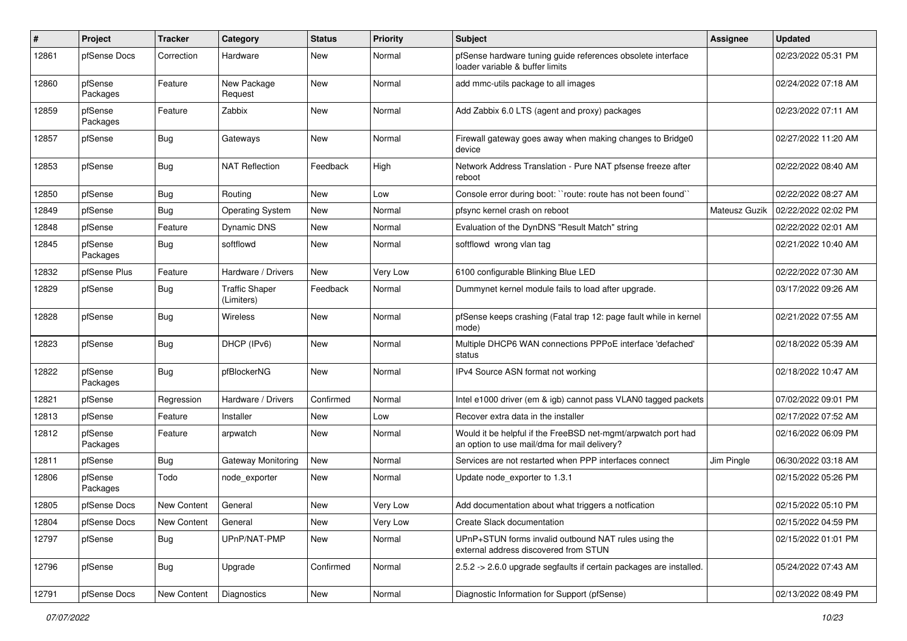| # | Project | Tracker | Category | Status | Priority | Subject | Assignee | Updated |
|---|---|---|---|---|---|---|---|---|
| 12861 | pfSense Docs | Correction | Hardware | New | Normal | pfSense hardware tuning guide references obsolete interface loader variable & buffer limits | | 02/23/2022 05:31 PM |
| 12860 | pfSense Packages | Feature | New Package Request | New | Normal | add mmc-utils package to all images | | 02/24/2022 07:18 AM |
| 12859 | pfSense Packages | Feature | Zabbix | New | Normal | Add Zabbix 6.0 LTS (agent and proxy) packages | | 02/23/2022 07:11 AM |
| 12857 | pfSense | Bug | Gateways | New | Normal | Firewall gateway goes away when making changes to Bridge0 device | | 02/27/2022 11:20 AM |
| 12853 | pfSense | Bug | NAT Reflection | Feedback | High | Network Address Translation - Pure NAT pfsense freeze after reboot | | 02/22/2022 08:40 AM |
| 12850 | pfSense | Bug | Routing | New | Low | Console error during boot: ``route: route has not been found`` | | 02/22/2022 08:27 AM |
| 12849 | pfSense | Bug | Operating System | New | Normal | pfsync kernel crash on reboot | Mateusz Guzik | 02/22/2022 02:02 PM |
| 12848 | pfSense | Feature | Dynamic DNS | New | Normal | Evaluation of the DynDNS "Result Match" string | | 02/22/2022 02:01 AM |
| 12845 | pfSense Packages | Bug | softflowd | New | Normal | softflowd wrong vlan tag | | 02/21/2022 10:40 AM |
| 12832 | pfSense Plus | Feature | Hardware / Drivers | New | Very Low | 6100 configurable Blinking Blue LED | | 02/22/2022 07:30 AM |
| 12829 | pfSense | Bug | Traffic Shaper (Limiters) | Feedback | Normal | Dummynet kernel module fails to load after upgrade. | | 03/17/2022 09:26 AM |
| 12828 | pfSense | Bug | Wireless | New | Normal | pfSense keeps crashing (Fatal trap 12: page fault while in kernel mode) | | 02/21/2022 07:55 AM |
| 12823 | pfSense | Bug | DHCP (IPv6) | New | Normal | Multiple DHCP6 WAN connections PPPoE interface 'defached' status | | 02/18/2022 05:39 AM |
| 12822 | pfSense Packages | Bug | pfBlockerNG | New | Normal | IPv4 Source ASN format not working | | 02/18/2022 10:47 AM |
| 12821 | pfSense | Regression | Hardware / Drivers | Confirmed | Normal | Intel e1000 driver (em & igb) cannot pass VLAN0 tagged packets | | 07/02/2022 09:01 PM |
| 12813 | pfSense | Feature | Installer | New | Low | Recover extra data in the installer | | 02/17/2022 07:52 AM |
| 12812 | pfSense Packages | Feature | arpwatch | New | Normal | Would it be helpful if the FreeBSD net-mgmt/arpwatch port had an option to use mail/dma for mail delivery? | | 02/16/2022 06:09 PM |
| 12811 | pfSense | Bug | Gateway Monitoring | New | Normal | Services are not restarted when PPP interfaces connect | Jim Pingle | 06/30/2022 03:18 AM |
| 12806 | pfSense Packages | Todo | node_exporter | New | Normal | Update node_exporter to 1.3.1 | | 02/15/2022 05:26 PM |
| 12805 | pfSense Docs | New Content | General | New | Very Low | Add documentation about what triggers a notfication | | 02/15/2022 05:10 PM |
| 12804 | pfSense Docs | New Content | General | New | Very Low | Create Slack documentation | | 02/15/2022 04:59 PM |
| 12797 | pfSense | Bug | UPnP/NAT-PMP | New | Normal | UPnP+STUN forms invalid outbound NAT rules using the external address discovered from STUN | | 02/15/2022 01:01 PM |
| 12796 | pfSense | Bug | Upgrade | Confirmed | Normal | 2.5.2 -> 2.6.0 upgrade segfaults if certain packages are installed. | | 05/24/2022 07:43 AM |
| 12791 | pfSense Docs | New Content | Diagnostics | New | Normal | Diagnostic Information for Support (pfSense) | | 02/13/2022 08:49 PM |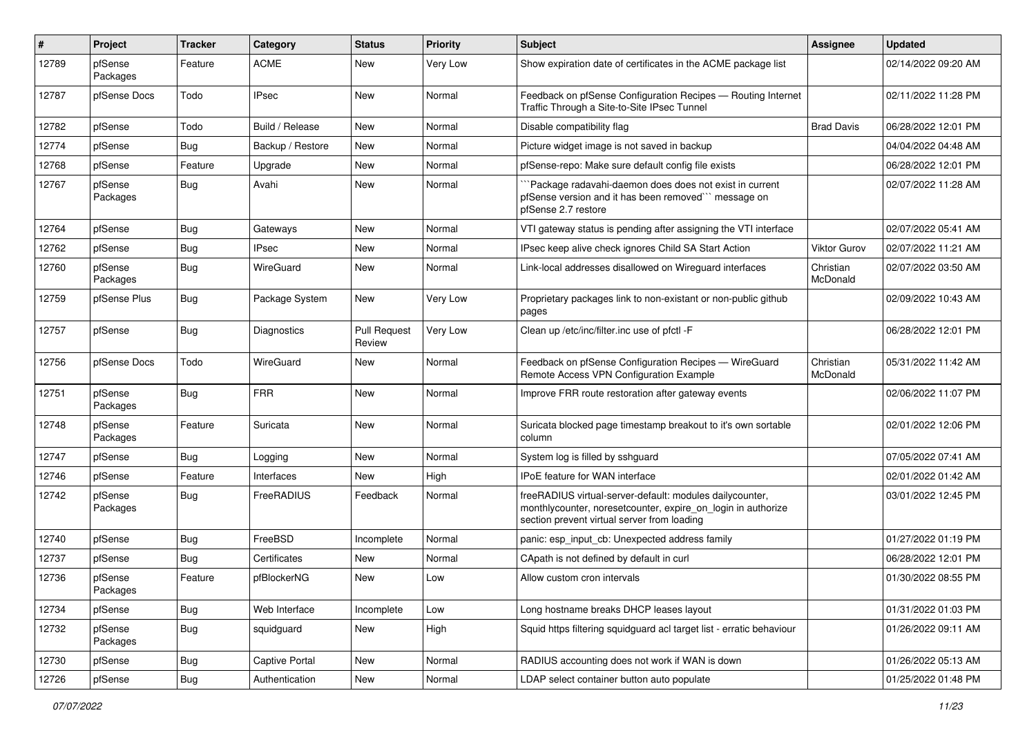| # | Project | Tracker | Category | Status | Priority | Subject | Assignee | Updated |
|---|---|---|---|---|---|---|---|---|
| 12789 | pfSense Packages | Feature | ACME | New | Very Low | Show expiration date of certificates in the ACME package list | | 02/14/2022 09:20 AM |
| 12787 | pfSense Docs | Todo | IPsec | New | Normal | Feedback on pfSense Configuration Recipes — Routing Internet Traffic Through a Site-to-Site IPsec Tunnel | | 02/11/2022 11:28 PM |
| 12782 | pfSense | Todo | Build / Release | New | Normal | Disable compatibility flag | Brad Davis | 06/28/2022 12:01 PM |
| 12774 | pfSense | Bug | Backup / Restore | New | Normal | Picture widget image is not saved in backup | | 04/04/2022 04:48 AM |
| 12768 | pfSense | Feature | Upgrade | New | Normal | pfSense-repo: Make sure default config file exists | | 06/28/2022 12:01 PM |
| 12767 | pfSense Packages | Bug | Avahi | New | Normal | ```Package radavahi-daemon does does not exist in current pfSense version and it has been removed``` message on pfSense 2.7 restore | | 02/07/2022 11:28 AM |
| 12764 | pfSense | Bug | Gateways | New | Normal | VTI gateway status is pending after assigning the VTI interface | | 02/07/2022 05:41 AM |
| 12762 | pfSense | Bug | IPsec | New | Normal | IPsec keep alive check ignores Child SA Start Action | Viktor Gurov | 02/07/2022 11:21 AM |
| 12760 | pfSense Packages | Bug | WireGuard | New | Normal | Link-local addresses disallowed on Wireguard interfaces | Christian McDonald | 02/07/2022 03:50 AM |
| 12759 | pfSense Plus | Bug | Package System | New | Very Low | Proprietary packages link to non-existant or non-public github pages | | 02/09/2022 10:43 AM |
| 12757 | pfSense | Bug | Diagnostics | Pull Request Review | Very Low | Clean up /etc/inc/filter.inc use of pfctl -F | | 06/28/2022 12:01 PM |
| 12756 | pfSense Docs | Todo | WireGuard | New | Normal | Feedback on pfSense Configuration Recipes — WireGuard Remote Access VPN Configuration Example | Christian McDonald | 05/31/2022 11:42 AM |
| 12751 | pfSense Packages | Bug | FRR | New | Normal | Improve FRR route restoration after gateway events | | 02/06/2022 11:07 PM |
| 12748 | pfSense Packages | Feature | Suricata | New | Normal | Suricata blocked page timestamp breakout to it's own sortable column | | 02/01/2022 12:06 PM |
| 12747 | pfSense | Bug | Logging | New | Normal | System log is filled by sshguard | | 07/05/2022 07:41 AM |
| 12746 | pfSense | Feature | Interfaces | New | High | IPoE feature for WAN interface | | 02/01/2022 01:42 AM |
| 12742 | pfSense Packages | Bug | FreeRADIUS | Feedback | Normal | freeRADIUS virtual-server-default: modules dailycounter, monthlycounter, noresetcounter, expire_on_login in authorize section prevent virtual server from loading | | 03/01/2022 12:45 PM |
| 12740 | pfSense | Bug | FreeBSD | Incomplete | Normal | panic: esp_input_cb: Unexpected address family | | 01/27/2022 01:19 PM |
| 12737 | pfSense | Bug | Certificates | New | Normal | CApath is not defined by default in curl | | 06/28/2022 12:01 PM |
| 12736 | pfSense Packages | Feature | pfBlockerNG | New | Low | Allow custom cron intervals | | 01/30/2022 08:55 PM |
| 12734 | pfSense | Bug | Web Interface | Incomplete | Low | Long hostname breaks DHCP leases layout | | 01/31/2022 01:03 PM |
| 12732 | pfSense Packages | Bug | squidguard | New | High | Squid https filtering squidguard acl target list - erratic behaviour | | 01/26/2022 09:11 AM |
| 12730 | pfSense | Bug | Captive Portal | New | Normal | RADIUS accounting does not work if WAN is down | | 01/26/2022 05:13 AM |
| 12726 | pfSense | Bug | Authentication | New | Normal | LDAP select container button auto populate | | 01/25/2022 01:48 PM |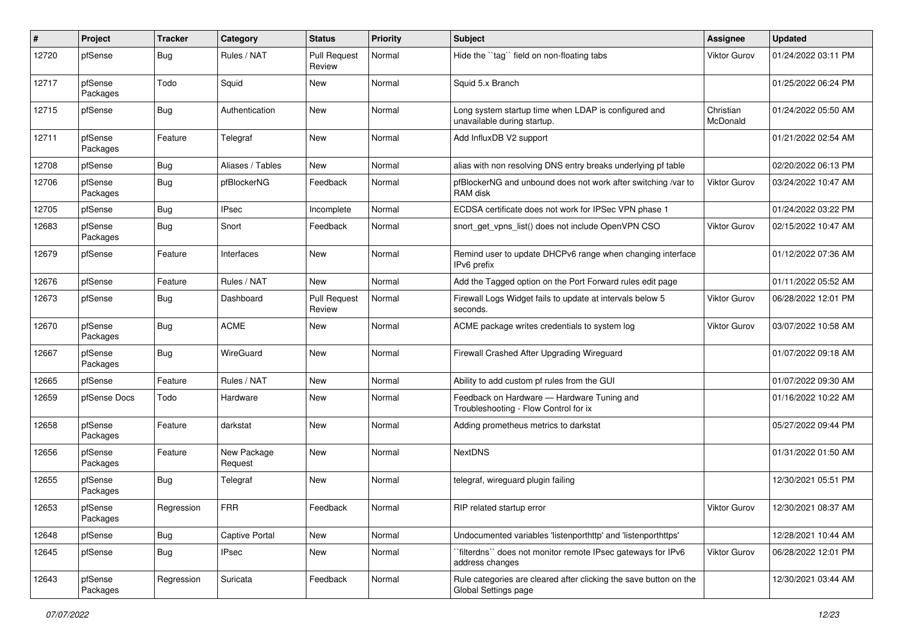| # | Project | Tracker | Category | Status | Priority | Subject | Assignee | Updated |
|---|---|---|---|---|---|---|---|---|
| 12720 | pfSense | Bug | Rules / NAT | Pull Request Review | Normal | Hide the ``tag`` field on non-floating tabs | Viktor Gurov | 01/24/2022 03:11 PM |
| 12717 | pfSense Packages | Todo | Squid | New | Normal | Squid 5.x Branch | | 01/25/2022 06:24 PM |
| 12715 | pfSense | Bug | Authentication | New | Normal | Long system startup time when LDAP is configured and unavailable during startup. | Christian McDonald | 01/24/2022 05:50 AM |
| 12711 | pfSense Packages | Feature | Telegraf | New | Normal | Add InfluxDB V2 support | | 01/21/2022 02:54 AM |
| 12708 | pfSense | Bug | Aliases / Tables | New | Normal | alias with non resolving DNS entry breaks underlying pf table | | 02/20/2022 06:13 PM |
| 12706 | pfSense Packages | Bug | pfBlockerNG | Feedback | Normal | pfBlockerNG and unbound does not work after switching /var to RAM disk | Viktor Gurov | 03/24/2022 10:47 AM |
| 12705 | pfSense | Bug | IPsec | Incomplete | Normal | ECDSA certificate does not work for IPSec VPN phase 1 | | 01/24/2022 03:22 PM |
| 12683 | pfSense Packages | Bug | Snort | Feedback | Normal | snort_get_vpns_list() does not include OpenVPN CSO | Viktor Gurov | 02/15/2022 10:47 AM |
| 12679 | pfSense | Feature | Interfaces | New | Normal | Remind user to update DHCPv6 range when changing interface IPv6 prefix | | 01/12/2022 07:36 AM |
| 12676 | pfSense | Feature | Rules / NAT | New | Normal | Add the Tagged option on the Port Forward rules edit page | | 01/11/2022 05:52 AM |
| 12673 | pfSense | Bug | Dashboard | Pull Request Review | Normal | Firewall Logs Widget fails to update at intervals below 5 seconds. | Viktor Gurov | 06/28/2022 12:01 PM |
| 12670 | pfSense Packages | Bug | ACME | New | Normal | ACME package writes credentials to system log | Viktor Gurov | 03/07/2022 10:58 AM |
| 12667 | pfSense Packages | Bug | WireGuard | New | Normal | Firewall Crashed After Upgrading Wireguard | | 01/07/2022 09:18 AM |
| 12665 | pfSense | Feature | Rules / NAT | New | Normal | Ability to add custom pf rules from the GUI | | 01/07/2022 09:30 AM |
| 12659 | pfSense Docs | Todo | Hardware | New | Normal | Feedback on Hardware — Hardware Tuning and Troubleshooting - Flow Control for ix | | 01/16/2022 10:22 AM |
| 12658 | pfSense Packages | Feature | darkstat | New | Normal | Adding prometheus metrics to darkstat | | 05/27/2022 09:44 PM |
| 12656 | pfSense Packages | Feature | New Package Request | New | Normal | NextDNS | | 01/31/2022 01:50 AM |
| 12655 | pfSense Packages | Bug | Telegraf | New | Normal | telegraf, wireguard plugin failing | | 12/30/2021 05:51 PM |
| 12653 | pfSense Packages | Regression | FRR | Feedback | Normal | RIP related startup error | Viktor Gurov | 12/30/2021 08:37 AM |
| 12648 | pfSense | Bug | Captive Portal | New | Normal | Undocumented variables 'listenporthttp' and 'listenporthttps' | | 12/28/2021 10:44 AM |
| 12645 | pfSense | Bug | IPsec | New | Normal | ``filterdns`` does not monitor remote IPsec gateways for IPv6 address changes | Viktor Gurov | 06/28/2022 12:01 PM |
| 12643 | pfSense Packages | Regression | Suricata | Feedback | Normal | Rule categories are cleared after clicking the save button on the Global Settings page | | 12/30/2021 03:44 AM |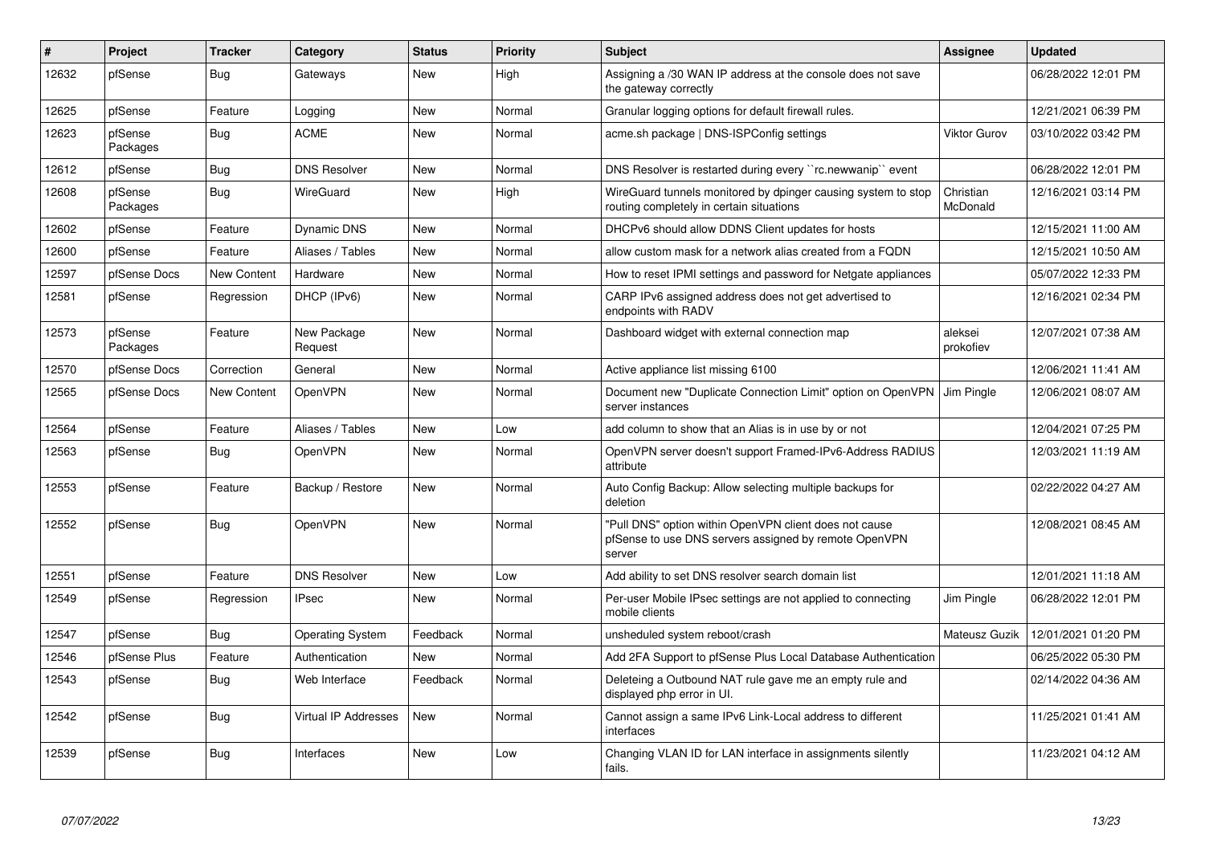| # | Project | Tracker | Category | Status | Priority | Subject | Assignee | Updated |
|---|---|---|---|---|---|---|---|---|
| 12632 | pfSense | Bug | Gateways | New | High | Assigning a /30 WAN IP address at the console does not save the gateway correctly | | 06/28/2022 12:01 PM |
| 12625 | pfSense | Feature | Logging | New | Normal | Granular logging options for default firewall rules. | | 12/21/2021 06:39 PM |
| 12623 | pfSense Packages | Bug | ACME | New | Normal | acme.sh package \| DNS-ISPConfig settings | Viktor Gurov | 03/10/2022 03:42 PM |
| 12612 | pfSense | Bug | DNS Resolver | New | Normal | DNS Resolver is restarted during every ``rc.newwanip`` event | | 06/28/2022 12:01 PM |
| 12608 | pfSense Packages | Bug | WireGuard | New | High | WireGuard tunnels monitored by dpinger causing system to stop routing completely in certain situations | Christian McDonald | 12/16/2021 03:14 PM |
| 12602 | pfSense | Feature | Dynamic DNS | New | Normal | DHCPv6 should allow DDNS Client updates for hosts | | 12/15/2021 11:00 AM |
| 12600 | pfSense | Feature | Aliases / Tables | New | Normal | allow custom mask for a network alias created from a FQDN | | 12/15/2021 10:50 AM |
| 12597 | pfSense Docs | New Content | Hardware | New | Normal | How to reset IPMI settings and password for Netgate appliances | | 05/07/2022 12:33 PM |
| 12581 | pfSense | Regression | DHCP (IPv6) | New | Normal | CARP IPv6 assigned address does not get advertised to endpoints with RADV | | 12/16/2021 02:34 PM |
| 12573 | pfSense Packages | Feature | New Package Request | New | Normal | Dashboard widget with external connection map | aleksei prokofiev | 12/07/2021 07:38 AM |
| 12570 | pfSense Docs | Correction | General | New | Normal | Active appliance list missing 6100 | | 12/06/2021 11:41 AM |
| 12565 | pfSense Docs | New Content | OpenVPN | New | Normal | Document new "Duplicate Connection Limit" option on OpenVPN server instances | Jim Pingle | 12/06/2021 08:07 AM |
| 12564 | pfSense | Feature | Aliases / Tables | New | Low | add column to show that an Alias is in use by or not | | 12/04/2021 07:25 PM |
| 12563 | pfSense | Bug | OpenVPN | New | Normal | OpenVPN server doesn't support Framed-IPv6-Address RADIUS attribute | | 12/03/2021 11:19 AM |
| 12553 | pfSense | Feature | Backup / Restore | New | Normal | Auto Config Backup: Allow selecting multiple backups for deletion | | 02/22/2022 04:27 AM |
| 12552 | pfSense | Bug | OpenVPN | New | Normal | "Pull DNS" option within OpenVPN client does not cause pfSense to use DNS servers assigned by remote OpenVPN server | | 12/08/2021 08:45 AM |
| 12551 | pfSense | Feature | DNS Resolver | New | Low | Add ability to set DNS resolver search domain list | | 12/01/2021 11:18 AM |
| 12549 | pfSense | Regression | IPsec | New | Normal | Per-user Mobile IPsec settings are not applied to connecting mobile clients | Jim Pingle | 06/28/2022 12:01 PM |
| 12547 | pfSense | Bug | Operating System | Feedback | Normal | unsheduled system reboot/crash | Mateusz Guzik | 12/01/2021 01:20 PM |
| 12546 | pfSense Plus | Feature | Authentication | New | Normal | Add 2FA Support to pfSense Plus Local Database Authentication | | 06/25/2022 05:30 PM |
| 12543 | pfSense | Bug | Web Interface | Feedback | Normal | Deleteing a Outbound NAT rule gave me an empty rule and displayed php error in UI. | | 02/14/2022 04:36 AM |
| 12542 | pfSense | Bug | Virtual IP Addresses | New | Normal | Cannot assign a same IPv6 Link-Local address to different interfaces | | 11/25/2021 01:41 AM |
| 12539 | pfSense | Bug | Interfaces | New | Low | Changing VLAN ID for LAN interface in assignments silently fails. | | 11/23/2021 04:12 AM |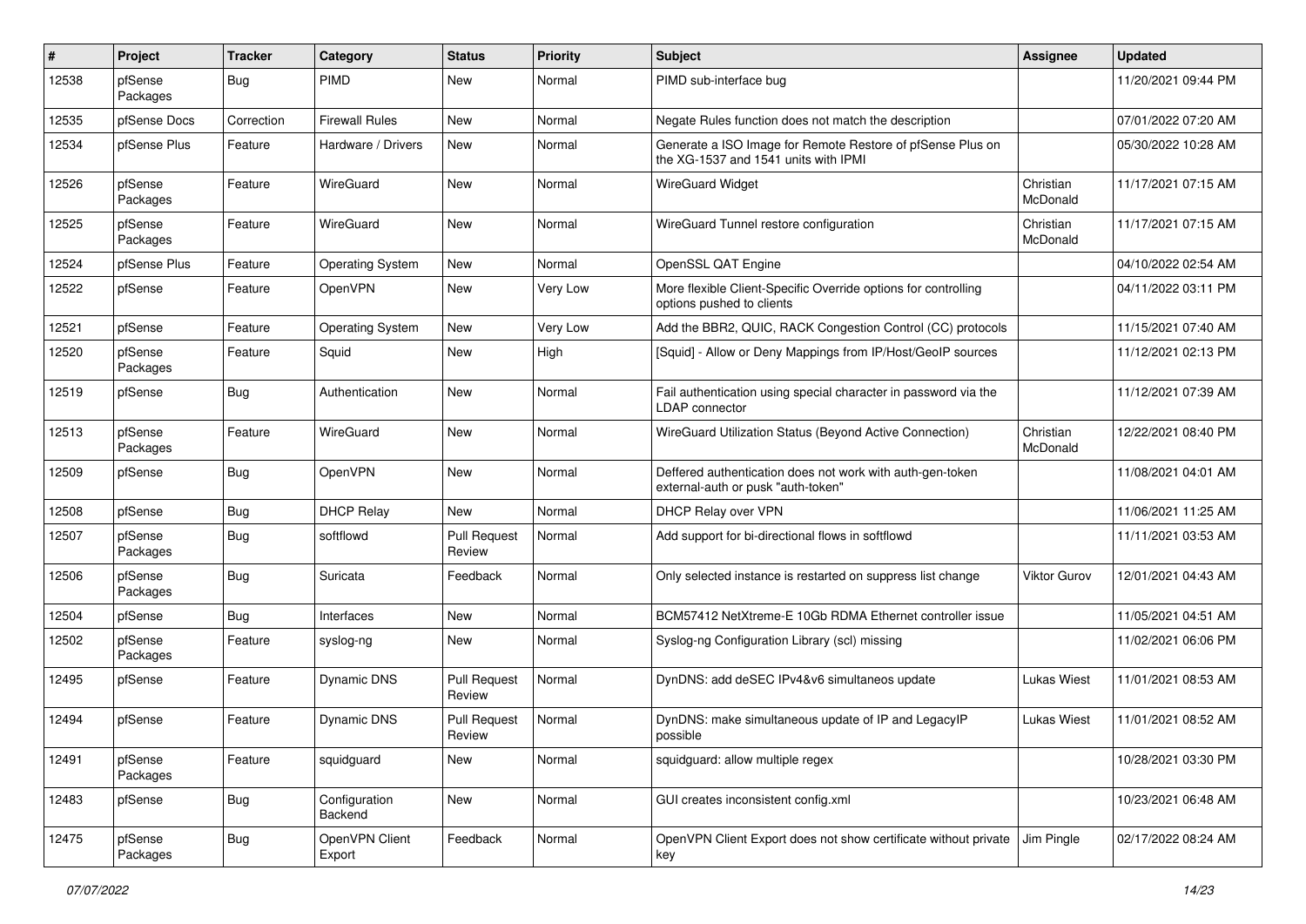| # | Project | Tracker | Category | Status | Priority | Subject | Assignee | Updated |
|---|---|---|---|---|---|---|---|---|
| 12538 | pfSense Packages | Bug | PIMD | New | Normal | PIMD sub-interface bug | | 11/20/2021 09:44 PM |
| 12535 | pfSense Docs | Correction | Firewall Rules | New | Normal | Negate Rules function does not match the description | | 07/01/2022 07:20 AM |
| 12534 | pfSense Plus | Feature | Hardware / Drivers | New | Normal | Generate a ISO Image for Remote Restore of pfSense Plus on the XG-1537 and 1541 units with IPMI | | 05/30/2022 10:28 AM |
| 12526 | pfSense Packages | Feature | WireGuard | New | Normal | WireGuard Widget | Christian McDonald | 11/17/2021 07:15 AM |
| 12525 | pfSense Packages | Feature | WireGuard | New | Normal | WireGuard Tunnel restore configuration | Christian McDonald | 11/17/2021 07:15 AM |
| 12524 | pfSense Plus | Feature | Operating System | New | Normal | OpenSSL QAT Engine | | 04/10/2022 02:54 AM |
| 12522 | pfSense | Feature | OpenVPN | New | Very Low | More flexible Client-Specific Override options for controlling options pushed to clients | | 04/11/2022 03:11 PM |
| 12521 | pfSense | Feature | Operating System | New | Very Low | Add the BBR2, QUIC, RACK Congestion Control (CC) protocols | | 11/15/2021 07:40 AM |
| 12520 | pfSense Packages | Feature | Squid | New | High | [Squid] - Allow or Deny Mappings from IP/Host/GeoIP sources | | 11/12/2021 02:13 PM |
| 12519 | pfSense | Bug | Authentication | New | Normal | Fail authentication using special character in password via the LDAP connector | | 11/12/2021 07:39 AM |
| 12513 | pfSense Packages | Feature | WireGuard | New | Normal | WireGuard Utilization Status (Beyond Active Connection) | Christian McDonald | 12/22/2021 08:40 PM |
| 12509 | pfSense | Bug | OpenVPN | New | Normal | Deffered authentication does not work with auth-gen-token external-auth or pusk "auth-token" | | 11/08/2021 04:01 AM |
| 12508 | pfSense | Bug | DHCP Relay | New | Normal | DHCP Relay over VPN | | 11/06/2021 11:25 AM |
| 12507 | pfSense Packages | Bug | softflowd | Pull Request Review | Normal | Add support for bi-directional flows in softflowd | | 11/11/2021 03:53 AM |
| 12506 | pfSense Packages | Bug | Suricata | Feedback | Normal | Only selected instance is restarted on suppress list change | Viktor Gurov | 12/01/2021 04:43 AM |
| 12504 | pfSense | Bug | Interfaces | New | Normal | BCM57412 NetXtreme-E 10Gb RDMA Ethernet controller issue | | 11/05/2021 04:51 AM |
| 12502 | pfSense Packages | Feature | syslog-ng | New | Normal | Syslog-ng Configuration Library (scl) missing | | 11/02/2021 06:06 PM |
| 12495 | pfSense | Feature | Dynamic DNS | Pull Request Review | Normal | DynDNS: add deSEC IPv4&v6 simultaneos update | Lukas Wiest | 11/01/2021 08:53 AM |
| 12494 | pfSense | Feature | Dynamic DNS | Pull Request Review | Normal | DynDNS: make simultaneous update of IP and LegacyIP possible | Lukas Wiest | 11/01/2021 08:52 AM |
| 12491 | pfSense Packages | Feature | squidguard | New | Normal | squidguard: allow multiple regex | | 10/28/2021 03:30 PM |
| 12483 | pfSense | Bug | Configuration Backend | New | Normal | GUI creates inconsistent config.xml | | 10/23/2021 06:48 AM |
| 12475 | pfSense Packages | Bug | OpenVPN Client Export | Feedback | Normal | OpenVPN Client Export does not show certificate without private key | Jim Pingle | 02/17/2022 08:24 AM |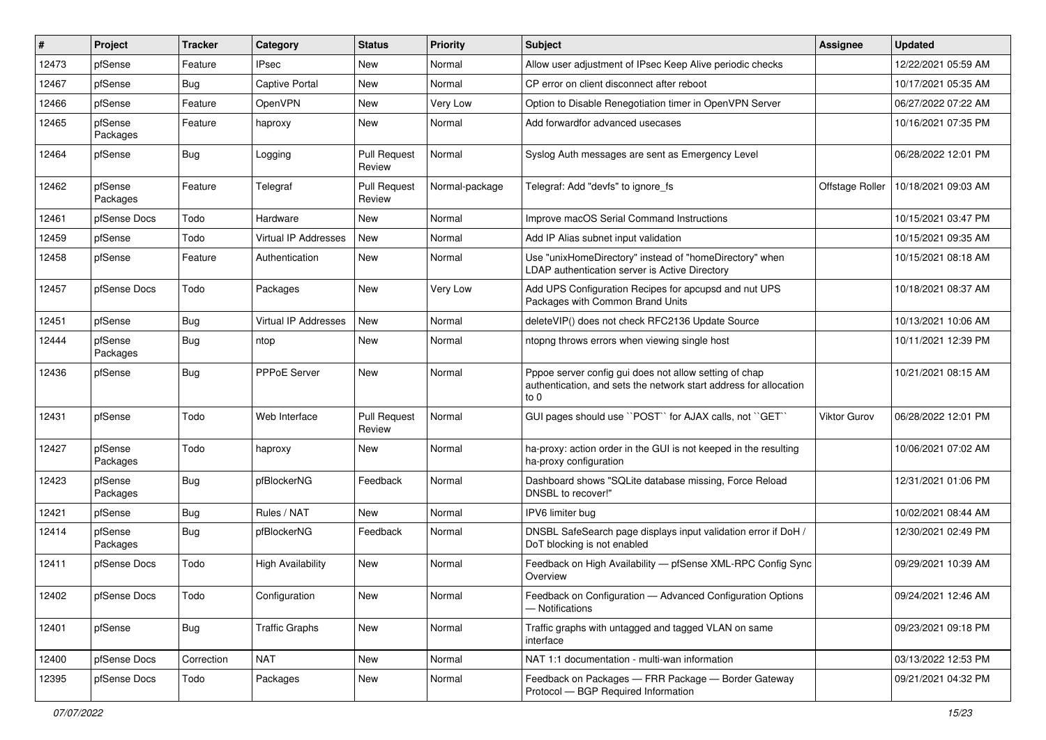| # | Project | Tracker | Category | Status | Priority | Subject | Assignee | Updated |
|---|---|---|---|---|---|---|---|---|
| 12473 | pfSense | Feature | IPsec | New | Normal | Allow user adjustment of IPsec Keep Alive periodic checks | | 12/22/2021 05:59 AM |
| 12467 | pfSense | Bug | Captive Portal | New | Normal | CP error on client disconnect after reboot | | 10/17/2021 05:35 AM |
| 12466 | pfSense | Feature | OpenVPN | New | Very Low | Option to Disable Renegotiation timer in OpenVPN Server | | 06/27/2022 07:22 AM |
| 12465 | pfSense Packages | Feature | haproxy | New | Normal | Add forwardfor advanced usecases | | 10/16/2021 07:35 PM |
| 12464 | pfSense | Bug | Logging | Pull Request Review | Normal | Syslog Auth messages are sent as Emergency Level | | 06/28/2022 12:01 PM |
| 12462 | pfSense Packages | Feature | Telegraf | Pull Request Review | Normal-package | Telegraf: Add "devfs" to ignore_fs | Offstage Roller | 10/18/2021 09:03 AM |
| 12461 | pfSense Docs | Todo | Hardware | New | Normal | Improve macOS Serial Command Instructions | | 10/15/2021 03:47 PM |
| 12459 | pfSense | Todo | Virtual IP Addresses | New | Normal | Add IP Alias subnet input validation | | 10/15/2021 09:35 AM |
| 12458 | pfSense | Feature | Authentication | New | Normal | Use "unixHomeDirectory" instead of "homeDirectory" when LDAP authentication server is Active Directory | | 10/15/2021 08:18 AM |
| 12457 | pfSense Docs | Todo | Packages | New | Very Low | Add UPS Configuration Recipes for apcupsd and nut UPS Packages with Common Brand Units | | 10/18/2021 08:37 AM |
| 12451 | pfSense | Bug | Virtual IP Addresses | New | Normal | deleteVIP() does not check RFC2136 Update Source | | 10/13/2021 10:06 AM |
| 12444 | pfSense Packages | Bug | ntop | New | Normal | ntopng throws errors when viewing single host | | 10/11/2021 12:39 PM |
| 12436 | pfSense | Bug | PPPoE Server | New | Normal | Pppoe server config gui does not allow setting of chap authentication, and sets the network start address for allocation to 0 | | 10/21/2021 08:15 AM |
| 12431 | pfSense | Todo | Web Interface | Pull Request Review | Normal | GUI pages should use ``POST`` for AJAX calls, not ``GET`` | Viktor Gurov | 06/28/2022 12:01 PM |
| 12427 | pfSense Packages | Todo | haproxy | New | Normal | ha-proxy: action order in the GUI is not keeped in the resulting ha-proxy configuration | | 10/06/2021 07:02 AM |
| 12423 | pfSense Packages | Bug | pfBlockerNG | Feedback | Normal | Dashboard shows "SQLite database missing, Force Reload DNSBL to recover!" | | 12/31/2021 01:06 PM |
| 12421 | pfSense | Bug | Rules / NAT | New | Normal | IPV6 limiter bug | | 10/02/2021 08:44 AM |
| 12414 | pfSense Packages | Bug | pfBlockerNG | Feedback | Normal | DNSBL SafeSearch page displays input validation error if DoH / DoT blocking is not enabled | | 12/30/2021 02:49 PM |
| 12411 | pfSense Docs | Todo | High Availability | New | Normal | Feedback on High Availability — pfSense XML-RPC Config Sync Overview | | 09/29/2021 10:39 AM |
| 12402 | pfSense Docs | Todo | Configuration | New | Normal | Feedback on Configuration — Advanced Configuration Options — Notifications | | 09/24/2021 12:46 AM |
| 12401 | pfSense | Bug | Traffic Graphs | New | Normal | Traffic graphs with untagged and tagged VLAN on same interface | | 09/23/2021 09:18 PM |
| 12400 | pfSense Docs | Correction | NAT | New | Normal | NAT 1:1 documentation - multi-wan information | | 03/13/2022 12:53 PM |
| 12395 | pfSense Docs | Todo | Packages | New | Normal | Feedback on Packages — FRR Package — Border Gateway Protocol — BGP Required Information | | 09/21/2021 04:32 PM |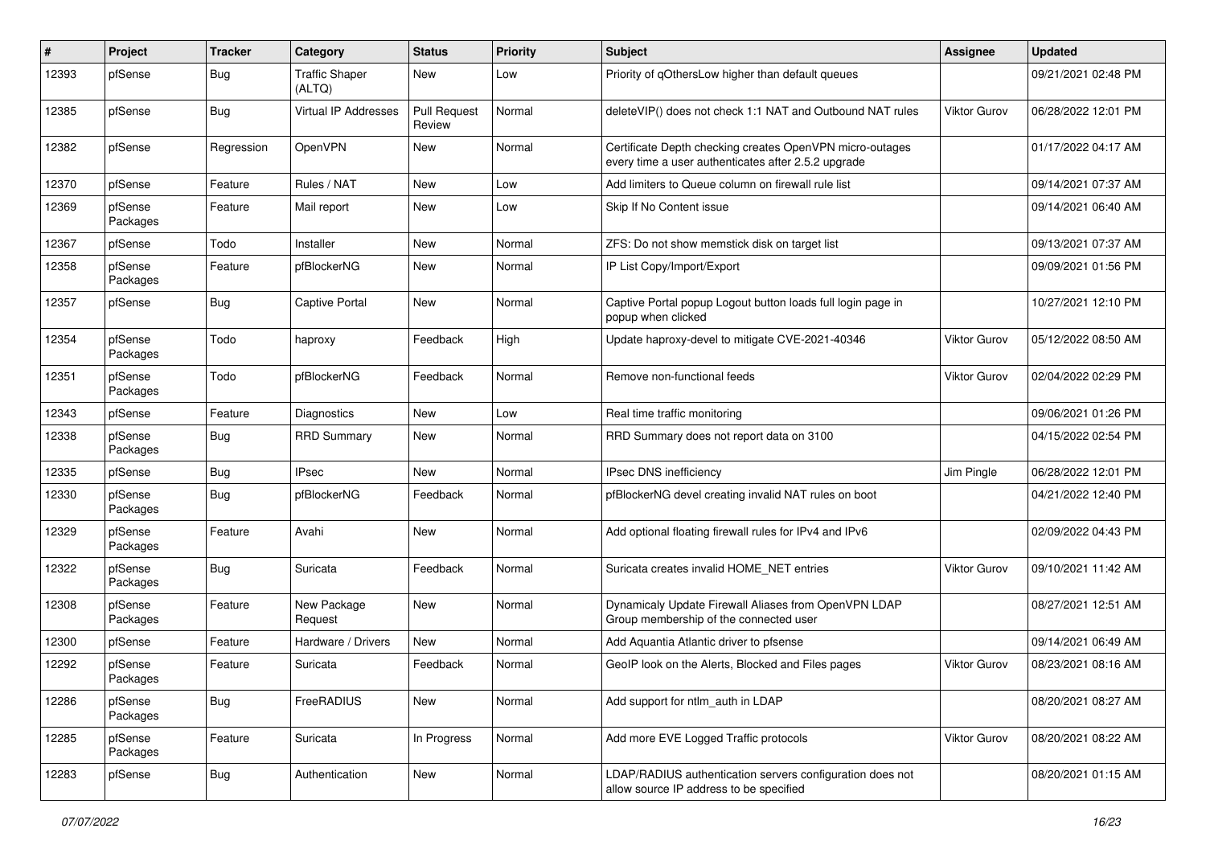| # | Project | Tracker | Category | Status | Priority | Subject | Assignee | Updated |
|---|---|---|---|---|---|---|---|---|
| 12393 | pfSense | Bug | Traffic Shaper (ALTQ) | New | Low | Priority of qOthersLow higher than default queues | | 09/21/2021 02:48 PM |
| 12385 | pfSense | Bug | Virtual IP Addresses | Pull Request Review | Normal | deleteVIP() does not check 1:1 NAT and Outbound NAT rules | Viktor Gurov | 06/28/2022 12:01 PM |
| 12382 | pfSense | Regression | OpenVPN | New | Normal | Certificate Depth checking creates OpenVPN micro-outages every time a user authenticates after 2.5.2 upgrade | | 01/17/2022 04:17 AM |
| 12370 | pfSense | Feature | Rules / NAT | New | Low | Add limiters to Queue column on firewall rule list | | 09/14/2021 07:37 AM |
| 12369 | pfSense Packages | Feature | Mail report | New | Low | Skip If No Content issue | | 09/14/2021 06:40 AM |
| 12367 | pfSense | Todo | Installer | New | Normal | ZFS: Do not show memstick disk on target list | | 09/13/2021 07:37 AM |
| 12358 | pfSense Packages | Feature | pfBlockerNG | New | Normal | IP List Copy/Import/Export | | 09/09/2021 01:56 PM |
| 12357 | pfSense | Bug | Captive Portal | New | Normal | Captive Portal popup Logout button loads full login page in popup when clicked | | 10/27/2021 12:10 PM |
| 12354 | pfSense Packages | Todo | haproxy | Feedback | High | Update haproxy-devel to mitigate CVE-2021-40346 | Viktor Gurov | 05/12/2022 08:50 AM |
| 12351 | pfSense Packages | Todo | pfBlockerNG | Feedback | Normal | Remove non-functional feeds | Viktor Gurov | 02/04/2022 02:29 PM |
| 12343 | pfSense | Feature | Diagnostics | New | Low | Real time traffic monitoring | | 09/06/2021 01:26 PM |
| 12338 | pfSense Packages | Bug | RRD Summary | New | Normal | RRD Summary does not report data on 3100 | | 04/15/2022 02:54 PM |
| 12335 | pfSense | Bug | IPsec | New | Normal | IPsec DNS inefficiency | Jim Pingle | 06/28/2022 12:01 PM |
| 12330 | pfSense Packages | Bug | pfBlockerNG | Feedback | Normal | pfBlockerNG devel creating invalid NAT rules on boot | | 04/21/2022 12:40 PM |
| 12329 | pfSense Packages | Feature | Avahi | New | Normal | Add optional floating firewall rules for IPv4 and IPv6 | | 02/09/2022 04:43 PM |
| 12322 | pfSense Packages | Bug | Suricata | Feedback | Normal | Suricata creates invalid HOME_NET entries | Viktor Gurov | 09/10/2021 11:42 AM |
| 12308 | pfSense Packages | Feature | New Package Request | New | Normal | Dynamicaly Update Firewall Aliases from OpenVPN LDAP Group membership of the connected user | | 08/27/2021 12:51 AM |
| 12300 | pfSense | Feature | Hardware / Drivers | New | Normal | Add Aquantia Atlantic driver to pfsense | | 09/14/2021 06:49 AM |
| 12292 | pfSense Packages | Feature | Suricata | Feedback | Normal | GeoIP look on the Alerts, Blocked and Files pages | Viktor Gurov | 08/23/2021 08:16 AM |
| 12286 | pfSense Packages | Bug | FreeRADIUS | New | Normal | Add support for ntlm_auth in LDAP | | 08/20/2021 08:27 AM |
| 12285 | pfSense Packages | Feature | Suricata | In Progress | Normal | Add more EVE Logged Traffic protocols | Viktor Gurov | 08/20/2021 08:22 AM |
| 12283 | pfSense | Bug | Authentication | New | Normal | LDAP/RADIUS authentication servers configuration does not allow source IP address to be specified | | 08/20/2021 01:15 AM |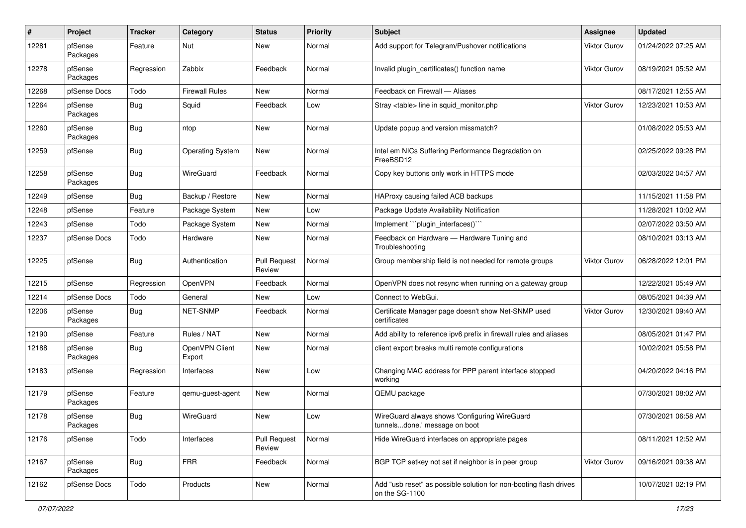| # | Project | Tracker | Category | Status | Priority | Subject | Assignee | Updated |
|---|---|---|---|---|---|---|---|---|
| 12281 | pfSense Packages | Feature | Nut | New | Normal | Add support for Telegram/Pushover notifications | Viktor Gurov | 01/24/2022 07:25 AM |
| 12278 | pfSense Packages | Regression | Zabbix | Feedback | Normal | Invalid plugin_certificates() function name | Viktor Gurov | 08/19/2021 05:52 AM |
| 12268 | pfSense Docs | Todo | Firewall Rules | New | Normal | Feedback on Firewall — Aliases | | 08/17/2021 12:55 AM |
| 12264 | pfSense Packages | Bug | Squid | Feedback | Low | Stray <table> line in squid_monitor.php | Viktor Gurov | 12/23/2021 10:53 AM |
| 12260 | pfSense Packages | Bug | ntop | New | Normal | Update popup and version missmatch? | | 01/08/2022 05:53 AM |
| 12259 | pfSense | Bug | Operating System | New | Normal | Intel em NICs Suffering Performance Degradation on FreeBSD12 | | 02/25/2022 09:28 PM |
| 12258 | pfSense Packages | Bug | WireGuard | Feedback | Normal | Copy key buttons only work in HTTPS mode | | 02/03/2022 04:57 AM |
| 12249 | pfSense | Bug | Backup / Restore | New | Normal | HAProxy causing failed ACB backups | | 11/15/2021 11:58 PM |
| 12248 | pfSense | Feature | Package System | New | Low | Package Update Availability Notification | | 11/28/2021 10:02 AM |
| 12243 | pfSense | Todo | Package System | New | Normal | Implement ```plugin_interfaces()``` | | 02/07/2022 03:50 AM |
| 12237 | pfSense Docs | Todo | Hardware | New | Normal | Feedback on Hardware — Hardware Tuning and Troubleshooting | | 08/10/2021 03:13 AM |
| 12225 | pfSense | Bug | Authentication | Pull Request Review | Normal | Group membership field is not needed for remote groups | Viktor Gurov | 06/28/2022 12:01 PM |
| 12215 | pfSense | Regression | OpenVPN | Feedback | Normal | OpenVPN does not resync when running on a gateway group | | 12/22/2021 05:49 AM |
| 12214 | pfSense Docs | Todo | General | New | Low | Connect to WebGui. | | 08/05/2021 04:39 AM |
| 12206 | pfSense Packages | Bug | NET-SNMP | Feedback | Normal | Certificate Manager page doesn't show Net-SNMP used certificates | Viktor Gurov | 12/30/2021 09:40 AM |
| 12190 | pfSense | Feature | Rules / NAT | New | Normal | Add ability to reference ipv6 prefix in firewall rules and aliases | | 08/05/2021 01:47 PM |
| 12188 | pfSense Packages | Bug | OpenVPN Client Export | New | Normal | client export breaks multi remote configurations | | 10/02/2021 05:58 PM |
| 12183 | pfSense | Regression | Interfaces | New | Low | Changing MAC address for PPP parent interface stopped working | | 04/20/2022 04:16 PM |
| 12179 | pfSense Packages | Feature | qemu-guest-agent | New | Normal | QEMU package | | 07/30/2021 08:02 AM |
| 12178 | pfSense Packages | Bug | WireGuard | New | Low | WireGuard always shows 'Configuring WireGuard tunnels...done.' message on boot | | 07/30/2021 06:58 AM |
| 12176 | pfSense | Todo | Interfaces | Pull Request Review | Normal | Hide WireGuard interfaces on appropriate pages | | 08/11/2021 12:52 AM |
| 12167 | pfSense Packages | Bug | FRR | Feedback | Normal | BGP TCP setkey not set if neighbor is in peer group | Viktor Gurov | 09/16/2021 09:38 AM |
| 12162 | pfSense Docs | Todo | Products | New | Normal | Add "usb reset" as possible solution for non-booting flash drives on the SG-1100 | | 10/07/2021 02:19 PM |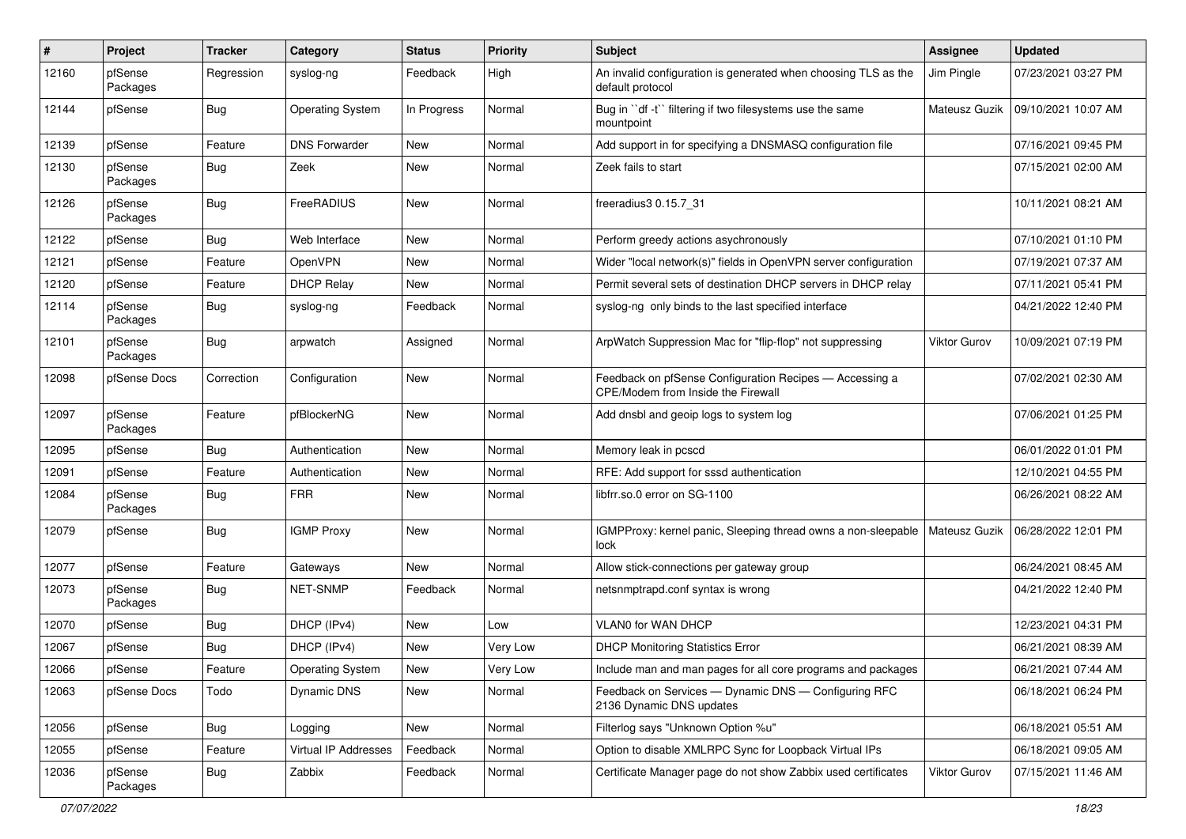| # | Project | Tracker | Category | Status | Priority | Subject | Assignee | Updated |
|---|---|---|---|---|---|---|---|---|
| 12160 | pfSense Packages | Regression | syslog-ng | Feedback | High | An invalid configuration is generated when choosing TLS as the default protocol | Jim Pingle | 07/23/2021 03:27 PM |
| 12144 | pfSense | Bug | Operating System | In Progress | Normal | Bug in ``df -t`` filtering if two filesystems use the same mountpoint | Mateusz Guzik | 09/10/2021 10:07 AM |
| 12139 | pfSense | Feature | DNS Forwarder | New | Normal | Add support in for specifying a DNSMASQ configuration file | | 07/16/2021 09:45 PM |
| 12130 | pfSense Packages | Bug | Zeek | New | Normal | Zeek fails to start | | 07/15/2021 02:00 AM |
| 12126 | pfSense Packages | Bug | FreeRADIUS | New | Normal | freeradius3 0.15.7_31 | | 10/11/2021 08:21 AM |
| 12122 | pfSense | Bug | Web Interface | New | Normal | Perform greedy actions asychronously | | 07/10/2021 01:10 PM |
| 12121 | pfSense | Feature | OpenVPN | New | Normal | Wider "local network(s)" fields in OpenVPN server configuration | | 07/19/2021 07:37 AM |
| 12120 | pfSense | Feature | DHCP Relay | New | Normal | Permit several sets of destination DHCP servers in DHCP relay | | 07/11/2021 05:41 PM |
| 12114 | pfSense Packages | Bug | syslog-ng | Feedback | Normal | syslog-ng only binds to the last specified interface | | 04/21/2022 12:40 PM |
| 12101 | pfSense Packages | Bug | arpwatch | Assigned | Normal | ArpWatch Suppression Mac for "flip-flop" not suppressing | Viktor Gurov | 10/09/2021 07:19 PM |
| 12098 | pfSense Docs | Correction | Configuration | New | Normal | Feedback on pfSense Configuration Recipes — Accessing a CPE/Modem from Inside the Firewall | | 07/02/2021 02:30 AM |
| 12097 | pfSense Packages | Feature | pfBlockerNG | New | Normal | Add dnsbl and geoip logs to system log | | 07/06/2021 01:25 PM |
| 12095 | pfSense | Bug | Authentication | New | Normal | Memory leak in pcscd | | 06/01/2022 01:01 PM |
| 12091 | pfSense | Feature | Authentication | New | Normal | RFE: Add support for sssd authentication | | 12/10/2021 04:55 PM |
| 12084 | pfSense Packages | Bug | FRR | New | Normal | libfrr.so.0 error on SG-1100 | | 06/26/2021 08:22 AM |
| 12079 | pfSense | Bug | IGMP Proxy | New | Normal | IGMPProxy: kernel panic, Sleeping thread owns a non-sleepable lock | Mateusz Guzik | 06/28/2022 12:01 PM |
| 12077 | pfSense | Feature | Gateways | New | Normal | Allow stick-connections per gateway group | | 06/24/2021 08:45 AM |
| 12073 | pfSense Packages | Bug | NET-SNMP | Feedback | Normal | netsnmptrapd.conf syntax is wrong | | 04/21/2022 12:40 PM |
| 12070 | pfSense | Bug | DHCP (IPv4) | New | Low | VLAN0 for WAN DHCP | | 12/23/2021 04:31 PM |
| 12067 | pfSense | Bug | DHCP (IPv4) | New | Very Low | DHCP Monitoring Statistics Error | | 06/21/2021 08:39 AM |
| 12066 | pfSense | Feature | Operating System | New | Very Low | Include man and man pages for all core programs and packages | | 06/21/2021 07:44 AM |
| 12063 | pfSense Docs | Todo | Dynamic DNS | New | Normal | Feedback on Services — Dynamic DNS — Configuring RFC 2136 Dynamic DNS updates | | 06/18/2021 06:24 PM |
| 12056 | pfSense | Bug | Logging | New | Normal | Filterlog says "Unknown Option %u" | | 06/18/2021 05:51 AM |
| 12055 | pfSense | Feature | Virtual IP Addresses | Feedback | Normal | Option to disable XMLRPC Sync for Loopback Virtual IPs | | 06/18/2021 09:05 AM |
| 12036 | pfSense Packages | Bug | Zabbix | Feedback | Normal | Certificate Manager page do not show Zabbix used certificates | Viktor Gurov | 07/15/2021 11:46 AM |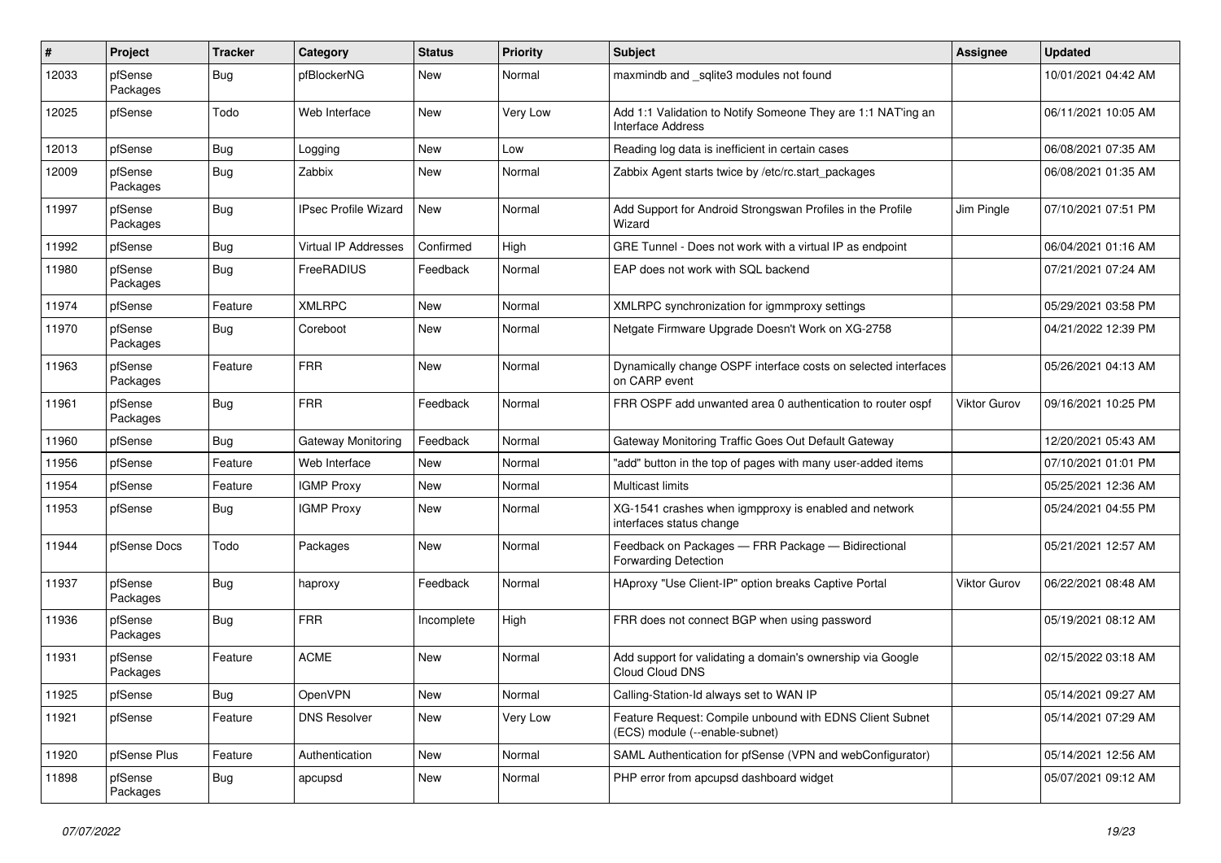| # | Project | Tracker | Category | Status | Priority | Subject | Assignee | Updated |
|---|---|---|---|---|---|---|---|---|
| 12033 | pfSense Packages | Bug | pfBlockerNG | New | Normal | maxmindb and _sqlite3 modules not found | | 10/01/2021 04:42 AM |
| 12025 | pfSense | Todo | Web Interface | New | Very Low | Add 1:1 Validation to Notify Someone They are 1:1 NAT'ing an Interface Address | | 06/11/2021 10:05 AM |
| 12013 | pfSense | Bug | Logging | New | Low | Reading log data is inefficient in certain cases | | 06/08/2021 07:35 AM |
| 12009 | pfSense Packages | Bug | Zabbix | New | Normal | Zabbix Agent starts twice by /etc/rc.start_packages | | 06/08/2021 01:35 AM |
| 11997 | pfSense Packages | Bug | IPsec Profile Wizard | New | Normal | Add Support for Android Strongswan Profiles in the Profile Wizard | Jim Pingle | 07/10/2021 07:51 PM |
| 11992 | pfSense | Bug | Virtual IP Addresses | Confirmed | High | GRE Tunnel - Does not work with a virtual IP as endpoint | | 06/04/2021 01:16 AM |
| 11980 | pfSense Packages | Bug | FreeRADIUS | Feedback | Normal | EAP does not work with SQL backend | | 07/21/2021 07:24 AM |
| 11974 | pfSense | Feature | XMLRPC | New | Normal | XMLRPC synchronization for igmmproxy settings | | 05/29/2021 03:58 PM |
| 11970 | pfSense Packages | Bug | Coreboot | New | Normal | Netgate Firmware Upgrade Doesn't Work on XG-2758 | | 04/21/2022 12:39 PM |
| 11963 | pfSense Packages | Feature | FRR | New | Normal | Dynamically change OSPF interface costs on selected interfaces on CARP event | | 05/26/2021 04:13 AM |
| 11961 | pfSense Packages | Bug | FRR | Feedback | Normal | FRR OSPF add unwanted area 0 authentication to router ospf | Viktor Gurov | 09/16/2021 10:25 PM |
| 11960 | pfSense | Bug | Gateway Monitoring | Feedback | Normal | Gateway Monitoring Traffic Goes Out Default Gateway | | 12/20/2021 05:43 AM |
| 11956 | pfSense | Feature | Web Interface | New | Normal | "add" button in the top of pages with many user-added items | | 07/10/2021 01:01 PM |
| 11954 | pfSense | Feature | IGMP Proxy | New | Normal | Multicast limits | | 05/25/2021 12:36 AM |
| 11953 | pfSense | Bug | IGMP Proxy | New | Normal | XG-1541 crashes when igmpproxy is enabled and network interfaces status change | | 05/24/2021 04:55 PM |
| 11944 | pfSense Docs | Todo | Packages | New | Normal | Feedback on Packages — FRR Package — Bidirectional Forwarding Detection | | 05/21/2021 12:57 AM |
| 11937 | pfSense Packages | Bug | haproxy | Feedback | Normal | HAproxy "Use Client-IP" option breaks Captive Portal | Viktor Gurov | 06/22/2021 08:48 AM |
| 11936 | pfSense Packages | Bug | FRR | Incomplete | High | FRR does not connect BGP when using password | | 05/19/2021 08:12 AM |
| 11931 | pfSense Packages | Feature | ACME | New | Normal | Add support for validating a domain's ownership via Google Cloud Cloud DNS | | 02/15/2022 03:18 AM |
| 11925 | pfSense | Bug | OpenVPN | New | Normal | Calling-Station-Id always set to WAN IP | | 05/14/2021 09:27 AM |
| 11921 | pfSense | Feature | DNS Resolver | New | Very Low | Feature Request: Compile unbound with EDNS Client Subnet (ECS) module (--enable-subnet) | | 05/14/2021 07:29 AM |
| 11920 | pfSense Plus | Feature | Authentication | New | Normal | SAML Authentication for pfSense (VPN and webConfigurator) | | 05/14/2021 12:56 AM |
| 11898 | pfSense Packages | Bug | apcupsd | New | Normal | PHP error from apcupsd dashboard widget | | 05/07/2021 09:12 AM |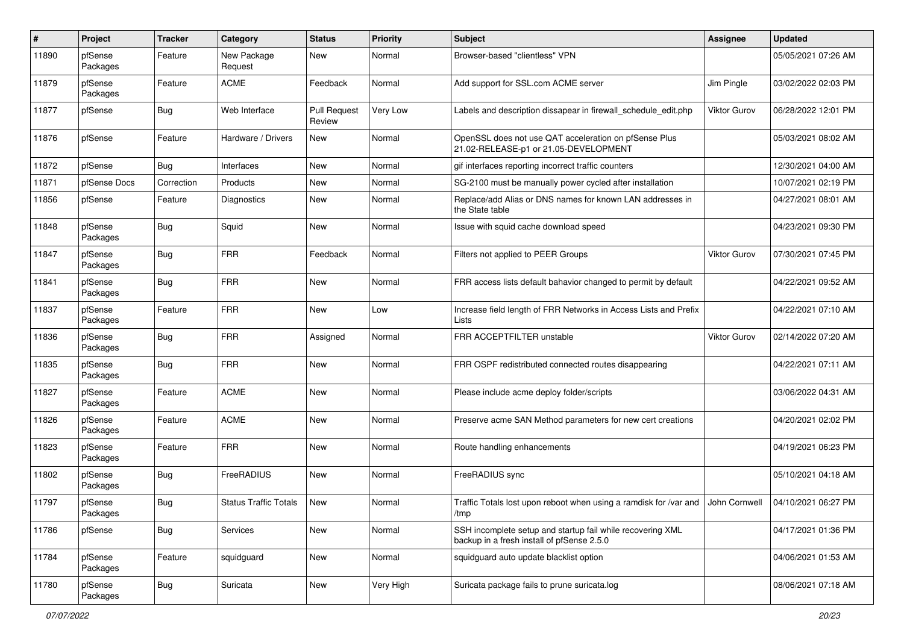| # | Project | Tracker | Category | Status | Priority | Subject | Assignee | Updated |
|---|---|---|---|---|---|---|---|---|
| 11890 | pfSense Packages | Feature | New Package Request | New | Normal | Browser-based "clientless" VPN | | 05/05/2021 07:26 AM |
| 11879 | pfSense Packages | Feature | ACME | Feedback | Normal | Add support for SSL.com ACME server | Jim Pingle | 03/02/2022 02:03 PM |
| 11877 | pfSense | Bug | Web Interface | Pull Request Review | Very Low | Labels and description dissapear in firewall_schedule_edit.php | Viktor Gurov | 06/28/2022 12:01 PM |
| 11876 | pfSense | Feature | Hardware / Drivers | New | Normal | OpenSSL does not use QAT acceleration on pfSense Plus 21.02-RELEASE-p1 or 21.05-DEVELOPMENT | | 05/03/2021 08:02 AM |
| 11872 | pfSense | Bug | Interfaces | New | Normal | gif interfaces reporting incorrect traffic counters | | 12/30/2021 04:00 AM |
| 11871 | pfSense Docs | Correction | Products | New | Normal | SG-2100 must be manually power cycled after installation | | 10/07/2021 02:19 PM |
| 11856 | pfSense | Feature | Diagnostics | New | Normal | Replace/add Alias or DNS names for known LAN addresses in the State table | | 04/27/2021 08:01 AM |
| 11848 | pfSense Packages | Bug | Squid | New | Normal | Issue with squid cache download speed | | 04/23/2021 09:30 PM |
| 11847 | pfSense Packages | Bug | FRR | Feedback | Normal | Filters not applied to PEER Groups | Viktor Gurov | 07/30/2021 07:45 PM |
| 11841 | pfSense Packages | Bug | FRR | New | Normal | FRR access lists default bahavior changed to permit by default | | 04/22/2021 09:52 AM |
| 11837 | pfSense Packages | Feature | FRR | New | Low | Increase field length of FRR Networks in Access Lists and Prefix Lists | | 04/22/2021 07:10 AM |
| 11836 | pfSense Packages | Bug | FRR | Assigned | Normal | FRR ACCEPTFILTER unstable | Viktor Gurov | 02/14/2022 07:20 AM |
| 11835 | pfSense Packages | Bug | FRR | New | Normal | FRR OSPF redistributed connected routes disappearing | | 04/22/2021 07:11 AM |
| 11827 | pfSense Packages | Feature | ACME | New | Normal | Please include acme deploy folder/scripts | | 03/06/2022 04:31 AM |
| 11826 | pfSense Packages | Feature | ACME | New | Normal | Preserve acme SAN Method parameters for new cert creations | | 04/20/2021 02:02 PM |
| 11823 | pfSense Packages | Feature | FRR | New | Normal | Route handling enhancements | | 04/19/2021 06:23 PM |
| 11802 | pfSense Packages | Bug | FreeRADIUS | New | Normal | FreeRADIUS sync | | 05/10/2021 04:18 AM |
| 11797 | pfSense Packages | Bug | Status Traffic Totals | New | Normal | Traffic Totals lost upon reboot when using a ramdisk for /var and /tmp | John Cornwell | 04/10/2021 06:27 PM |
| 11786 | pfSense | Bug | Services | New | Normal | SSH incomplete setup and startup fail while recovering XML backup in a fresh install of pfSense 2.5.0 | | 04/17/2021 01:36 PM |
| 11784 | pfSense Packages | Feature | squidguard | New | Normal | squidguard auto update blacklist option | | 04/06/2021 01:53 AM |
| 11780 | pfSense Packages | Bug | Suricata | New | Very High | Suricata package fails to prune suricata.log | | 08/06/2021 07:18 AM |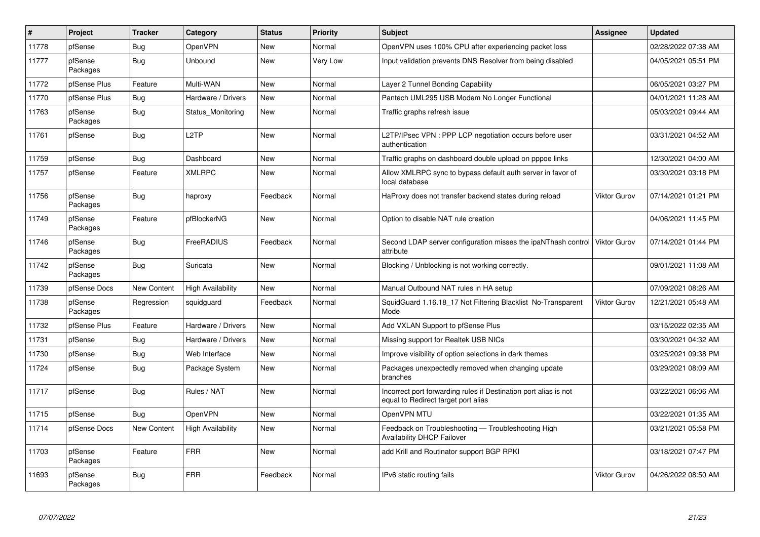| # | Project | Tracker | Category | Status | Priority | Subject | Assignee | Updated |
| --- | --- | --- | --- | --- | --- | --- | --- | --- |
| 11778 | pfSense | Bug | OpenVPN | New | Normal | OpenVPN uses 100% CPU after experiencing packet loss | | 02/28/2022 07:38 AM |
| 11777 | pfSense Packages | Bug | Unbound | New | Very Low | Input validation prevents DNS Resolver from being disabled | | 04/05/2021 05:51 PM |
| 11772 | pfSense Plus | Feature | Multi-WAN | New | Normal | Layer 2 Tunnel Bonding Capability | | 06/05/2021 03:27 PM |
| 11770 | pfSense Plus | Bug | Hardware / Drivers | New | Normal | Pantech UML295 USB Modem No Longer Functional | | 04/01/2021 11:28 AM |
| 11763 | pfSense Packages | Bug | Status_Monitoring | New | Normal | Traffic graphs refresh issue | | 05/03/2021 09:44 AM |
| 11761 | pfSense | Bug | L2TP | New | Normal | L2TP/IPsec VPN : PPP LCP negotiation occurs before user authentication | | 03/31/2021 04:52 AM |
| 11759 | pfSense | Bug | Dashboard | New | Normal | Traffic graphs on dashboard double upload on pppoe links | | 12/30/2021 04:00 AM |
| 11757 | pfSense | Feature | XMLRPC | New | Normal | Allow XMLRPC sync to bypass default auth server in favor of local database | | 03/30/2021 03:18 PM |
| 11756 | pfSense Packages | Bug | haproxy | Feedback | Normal | HaProxy does not transfer backend states during reload | Viktor Gurov | 07/14/2021 01:21 PM |
| 11749 | pfSense Packages | Feature | pfBlockerNG | New | Normal | Option to disable NAT rule creation | | 04/06/2021 11:45 PM |
| 11746 | pfSense Packages | Bug | FreeRADIUS | Feedback | Normal | Second LDAP server configuration misses the ipaNThash control attribute | Viktor Gurov | 07/14/2021 01:44 PM |
| 11742 | pfSense Packages | Bug | Suricata | New | Normal | Blocking / Unblocking is not working correctly. | | 09/01/2021 11:08 AM |
| 11739 | pfSense Docs | New Content | High Availability | New | Normal | Manual Outbound NAT rules in HA setup | | 07/09/2021 08:26 AM |
| 11738 | pfSense Packages | Regression | squidguard | Feedback | Normal | SquidGuard 1.16.18_17 Not Filtering Blacklist No-Transparent Mode | Viktor Gurov | 12/21/2021 05:48 AM |
| 11732 | pfSense Plus | Feature | Hardware / Drivers | New | Normal | Add VXLAN Support to pfSense Plus | | 03/15/2022 02:35 AM |
| 11731 | pfSense | Bug | Hardware / Drivers | New | Normal | Missing support for Realtek USB NICs | | 03/30/2021 04:32 AM |
| 11730 | pfSense | Bug | Web Interface | New | Normal | Improve visibility of option selections in dark themes | | 03/25/2021 09:38 PM |
| 11724 | pfSense | Bug | Package System | New | Normal | Packages unexpectedly removed when changing update branches | | 03/29/2021 08:09 AM |
| 11717 | pfSense | Bug | Rules / NAT | New | Normal | Incorrect port forwarding rules if Destination port alias is not equal to Redirect target port alias | | 03/22/2021 06:06 AM |
| 11715 | pfSense | Bug | OpenVPN | New | Normal | OpenVPN MTU | | 03/22/2021 01:35 AM |
| 11714 | pfSense Docs | New Content | High Availability | New | Normal | Feedback on Troubleshooting — Troubleshooting High Availability DHCP Failover | | 03/21/2021 05:58 PM |
| 11703 | pfSense Packages | Feature | FRR | New | Normal | add Krill and Routinator support BGP RPKI | | 03/18/2021 07:47 PM |
| 11693 | pfSense Packages | Bug | FRR | Feedback | Normal | IPv6 static routing fails | Viktor Gurov | 04/26/2022 08:50 AM |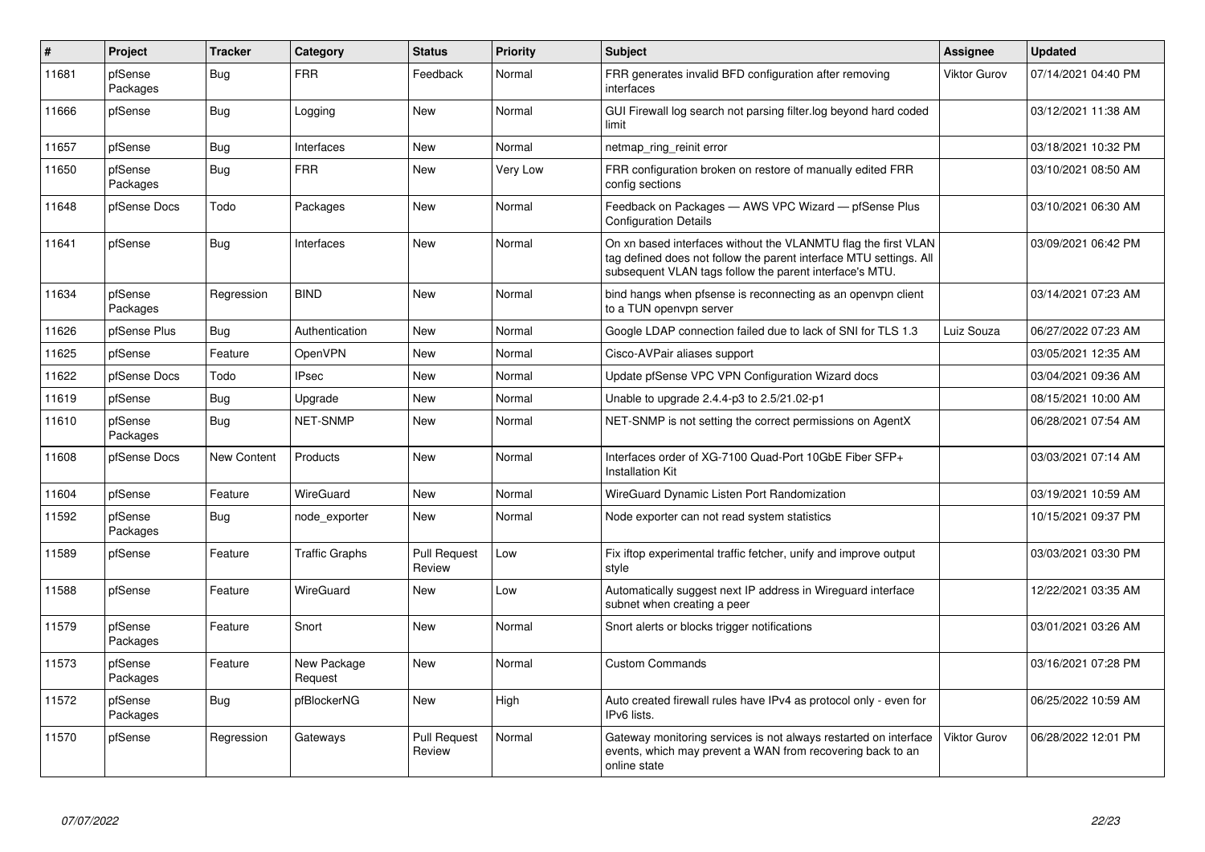| # | Project | Tracker | Category | Status | Priority | Subject | Assignee | Updated |
|---|---|---|---|---|---|---|---|---|
| 11681 | pfSense Packages | Bug | FRR | Feedback | Normal | FRR generates invalid BFD configuration after removing interfaces | Viktor Gurov | 07/14/2021 04:40 PM |
| 11666 | pfSense | Bug | Logging | New | Normal | GUI Firewall log search not parsing filter.log beyond hard coded limit | | 03/12/2021 11:38 AM |
| 11657 | pfSense | Bug | Interfaces | New | Normal | netmap_ring_reinit error | | 03/18/2021 10:32 PM |
| 11650 | pfSense Packages | Bug | FRR | New | Very Low | FRR configuration broken on restore of manually edited FRR config sections | | 03/10/2021 08:50 AM |
| 11648 | pfSense Docs | Todo | Packages | New | Normal | Feedback on Packages — AWS VPC Wizard — pfSense Plus Configuration Details | | 03/10/2021 06:30 AM |
| 11641 | pfSense | Bug | Interfaces | New | Normal | On xn based interfaces without the VLANMTU flag the first VLAN tag defined does not follow the parent interface MTU settings. All subsequent VLAN tags follow the parent interface's MTU. | | 03/09/2021 06:42 PM |
| 11634 | pfSense Packages | Regression | BIND | New | Normal | bind hangs when pfsense is reconnecting as an openvpn client to a TUN openvpn server | | 03/14/2021 07:23 AM |
| 11626 | pfSense Plus | Bug | Authentication | New | Normal | Google LDAP connection failed due to lack of SNI for TLS 1.3 | Luiz Souza | 06/27/2022 07:23 AM |
| 11625 | pfSense | Feature | OpenVPN | New | Normal | Cisco-AVPair aliases support | | 03/05/2021 12:35 AM |
| 11622 | pfSense Docs | Todo | IPsec | New | Normal | Update pfSense VPC VPN Configuration Wizard docs | | 03/04/2021 09:36 AM |
| 11619 | pfSense | Bug | Upgrade | New | Normal | Unable to upgrade 2.4.4-p3 to 2.5/21.02-p1 | | 08/15/2021 10:00 AM |
| 11610 | pfSense Packages | Bug | NET-SNMP | New | Normal | NET-SNMP is not setting the correct permissions on AgentX | | 06/28/2021 07:54 AM |
| 11608 | pfSense Docs | New Content | Products | New | Normal | Interfaces order of XG-7100 Quad-Port 10GbE Fiber SFP+ Installation Kit | | 03/03/2021 07:14 AM |
| 11604 | pfSense | Feature | WireGuard | New | Normal | WireGuard Dynamic Listen Port Randomization | | 03/19/2021 10:59 AM |
| 11592 | pfSense Packages | Bug | node_exporter | New | Normal | Node exporter can not read system statistics | | 10/15/2021 09:37 PM |
| 11589 | pfSense | Feature | Traffic Graphs | Pull Request Review | Low | Fix iftop experimental traffic fetcher, unify and improve output style | | 03/03/2021 03:30 PM |
| 11588 | pfSense | Feature | WireGuard | New | Low | Automatically suggest next IP address in Wireguard interface subnet when creating a peer | | 12/22/2021 03:35 AM |
| 11579 | pfSense Packages | Feature | Snort | New | Normal | Snort alerts or blocks trigger notifications | | 03/01/2021 03:26 AM |
| 11573 | pfSense Packages | Feature | New Package Request | New | Normal | Custom Commands | | 03/16/2021 07:28 PM |
| 11572 | pfSense Packages | Bug | pfBlockerNG | New | High | Auto created firewall rules have IPv4 as protocol only - even for IPv6 lists. | | 06/25/2022 10:59 AM |
| 11570 | pfSense | Regression | Gateways | Pull Request Review | Normal | Gateway monitoring services is not always restarted on interface events, which may prevent a WAN from recovering back to an online state | Viktor Gurov | 06/28/2022 12:01 PM |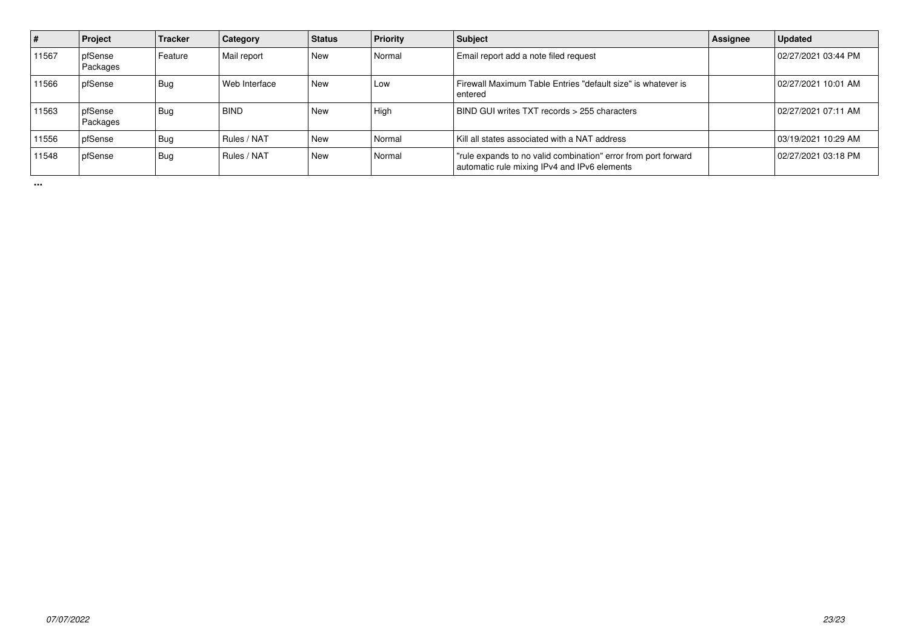| # | Project | Tracker | Category | Status | Priority | Subject | Assignee | Updated |
|---|---|---|---|---|---|---|---|---|
| 11567 | pfSense Packages | Feature | Mail report | New | Normal | Email report add a note filed request | | 02/27/2021 03:44 PM |
| 11566 | pfSense | Bug | Web Interface | New | Low | Firewall Maximum Table Entries "default size" is whatever is entered | | 02/27/2021 10:01 AM |
| 11563 | pfSense Packages | Bug | BIND | New | High | BIND GUI writes TXT records > 255 characters | | 02/27/2021 07:11 AM |
| 11556 | pfSense | Bug | Rules / NAT | New | Normal | Kill all states associated with a NAT address | | 03/19/2021 10:29 AM |
| 11548 | pfSense | Bug | Rules / NAT | New | Normal | "rule expands to no valid combination" error from port forward automatic rule mixing IPv4 and IPv6 elements | | 02/27/2021 03:18 PM |

...